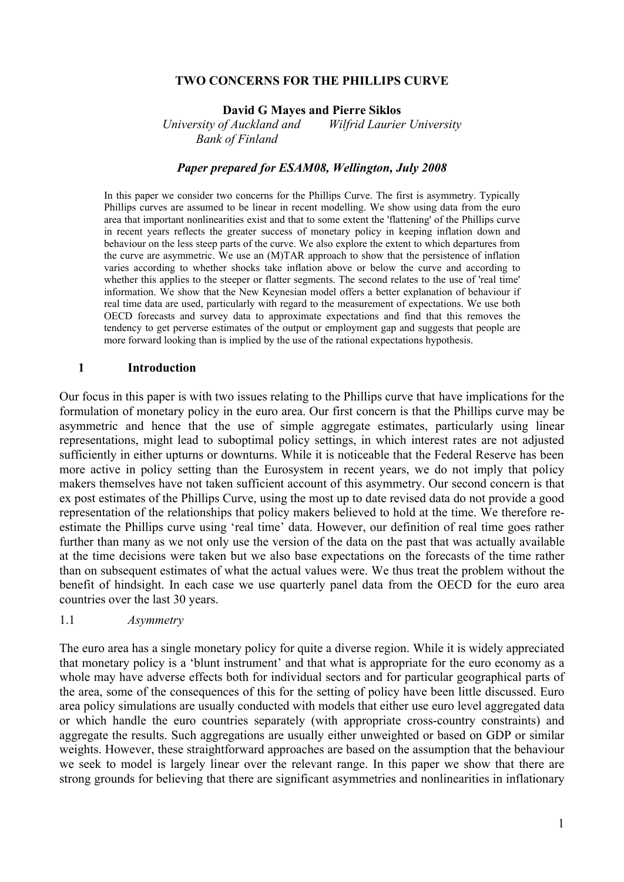# TWO CONCERNS FOR THE PHILLIPS CURVE

**David G Mayes and Pierre Siklos**

*University of Auckland and Bank of Finland* — *Wilfrid Laurier University*

***Paper prepared for ESAM08, Wellington, July 2008***

In this paper we consider two concerns for the Phillips Curve. The first is asymmetry. Typically Phillips curves are assumed to be linear in recent modelling. We show using data from the euro area that important nonlinearities exist and that to some extent the 'flattening' of the Phillips curve in recent years reflects the greater success of monetary policy in keeping inflation down and behaviour on the less steep parts of the curve. We also explore the extent to which departures from the curve are asymmetric. We use an (M)TAR approach to show that the persistence of inflation varies according to whether shocks take inflation above or below the curve and according to whether this applies to the steeper or flatter segments. The second relates to the use of 'real time' information. We show that the New Keynesian model offers a better explanation of behaviour if real time data are used, particularly with regard to the measurement of expectations. We use both OECD forecasts and survey data to approximate expectations and find that this removes the tendency to get perverse estimates of the output or employment gap and suggests that people are more forward looking than is implied by the use of the rational expectations hypothesis.

## 1 Introduction

Our focus in this paper is with two issues relating to the Phillips curve that have implications for the formulation of monetary policy in the euro area. Our first concern is that the Phillips curve may be asymmetric and hence that the use of simple aggregate estimates, particularly using linear representations, might lead to suboptimal policy settings, in which interest rates are not adjusted sufficiently in either upturns or downturns. While it is noticeable that the Federal Reserve has been more active in policy setting than the Eurosystem in recent years, we do not imply that policy makers themselves have not taken sufficient account of this asymmetry. Our second concern is that ex post estimates of the Phillips Curve, using the most up to date revised data do not provide a good representation of the relationships that policy makers believed to hold at the time. We therefore re-estimate the Phillips curve using 'real time' data. However, our definition of real time goes rather further than many as we not only use the version of the data on the past that was actually available at the time decisions were taken but we also base expectations on the forecasts of the time rather than on subsequent estimates of what the actual values were. We thus treat the problem without the benefit of hindsight. In each case we use quarterly panel data from the OECD for the euro area countries over the last 30 years.

### 1.1 *Asymmetry*

The euro area has a single monetary policy for quite a diverse region. While it is widely appreciated that monetary policy is a 'blunt instrument' and that what is appropriate for the euro economy as a whole may have adverse effects both for individual sectors and for particular geographical parts of the area, some of the consequences of this for the setting of policy have been little discussed. Euro area policy simulations are usually conducted with models that either use euro level aggregated data or which handle the euro countries separately (with appropriate cross-country constraints) and aggregate the results. Such aggregations are usually either unweighted or based on GDP or similar weights. However, these straightforward approaches are based on the assumption that the behaviour we seek to model is largely linear over the relevant range. In this paper we show that there are strong grounds for believing that there are significant asymmetries and nonlinearities in inflationary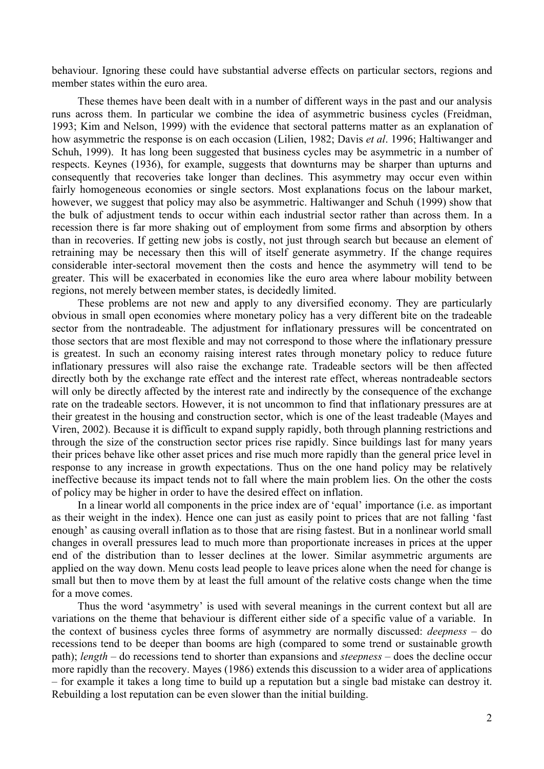behaviour. Ignoring these could have substantial adverse effects on particular sectors, regions and member states within the euro area.

These themes have been dealt with in a number of different ways in the past and our analysis runs across them. In particular we combine the idea of asymmetric business cycles (Freidman, 1993; Kim and Nelson, 1999) with the evidence that sectoral patterns matter as an explanation of how asymmetric the response is on each occasion (Lilien, 1982; Davis *et al*. 1996; Haltiwanger and Schuh, 1999). It has long been suggested that business cycles may be asymmetric in a number of respects. Keynes (1936), for example, suggests that downturns may be sharper than upturns and consequently that recoveries take longer than declines. This asymmetry may occur even within fairly homogeneous economies or single sectors. Most explanations focus on the labour market, however, we suggest that policy may also be asymmetric. Haltiwanger and Schuh (1999) show that the bulk of adjustment tends to occur within each industrial sector rather than across them. In a recession there is far more shaking out of employment from some firms and absorption by others than in recoveries. If getting new jobs is costly, not just through search but because an element of retraining may be necessary then this will of itself generate asymmetry. If the change requires considerable inter-sectoral movement then the costs and hence the asymmetry will tend to be greater. This will be exacerbated in economies like the euro area where labour mobility between regions, not merely between member states, is decidedly limited.

These problems are not new and apply to any diversified economy. They are particularly obvious in small open economies where monetary policy has a very different bite on the tradeable sector from the nontradeable. The adjustment for inflationary pressures will be concentrated on those sectors that are most flexible and may not correspond to those where the inflationary pressure is greatest. In such an economy raising interest rates through monetary policy to reduce future inflationary pressures will also raise the exchange rate. Tradeable sectors will be then affected directly both by the exchange rate effect and the interest rate effect, whereas nontradeable sectors will only be directly affected by the interest rate and indirectly by the consequence of the exchange rate on the tradeable sectors. However, it is not uncommon to find that inflationary pressures are at their greatest in the housing and construction sector, which is one of the least tradeable (Mayes and Viren, 2002). Because it is difficult to expand supply rapidly, both through planning restrictions and through the size of the construction sector prices rise rapidly. Since buildings last for many years their prices behave like other asset prices and rise much more rapidly than the general price level in response to any increase in growth expectations. Thus on the one hand policy may be relatively ineffective because its impact tends not to fall where the main problem lies. On the other the costs of policy may be higher in order to have the desired effect on inflation.

In a linear world all components in the price index are of 'equal' importance (i.e. as important as their weight in the index). Hence one can just as easily point to prices that are not falling 'fast enough' as causing overall inflation as to those that are rising fastest. But in a nonlinear world small changes in overall pressures lead to much more than proportionate increases in prices at the upper end of the distribution than to lesser declines at the lower. Similar asymmetric arguments are applied on the way down. Menu costs lead people to leave prices alone when the need for change is small but then to move them by at least the full amount of the relative costs change when the time for a move comes.

Thus the word 'asymmetry' is used with several meanings in the current context but all are variations on the theme that behaviour is different either side of a specific value of a variable. In the context of business cycles three forms of asymmetry are normally discussed: *deepness* – do recessions tend to be deeper than booms are high (compared to some trend or sustainable growth path); *length* – do recessions tend to shorter than expansions and *steepness* – does the decline occur more rapidly than the recovery. Mayes (1986) extends this discussion to a wider area of applications – for example it takes a long time to build up a reputation but a single bad mistake can destroy it. Rebuilding a lost reputation can be even slower than the initial building.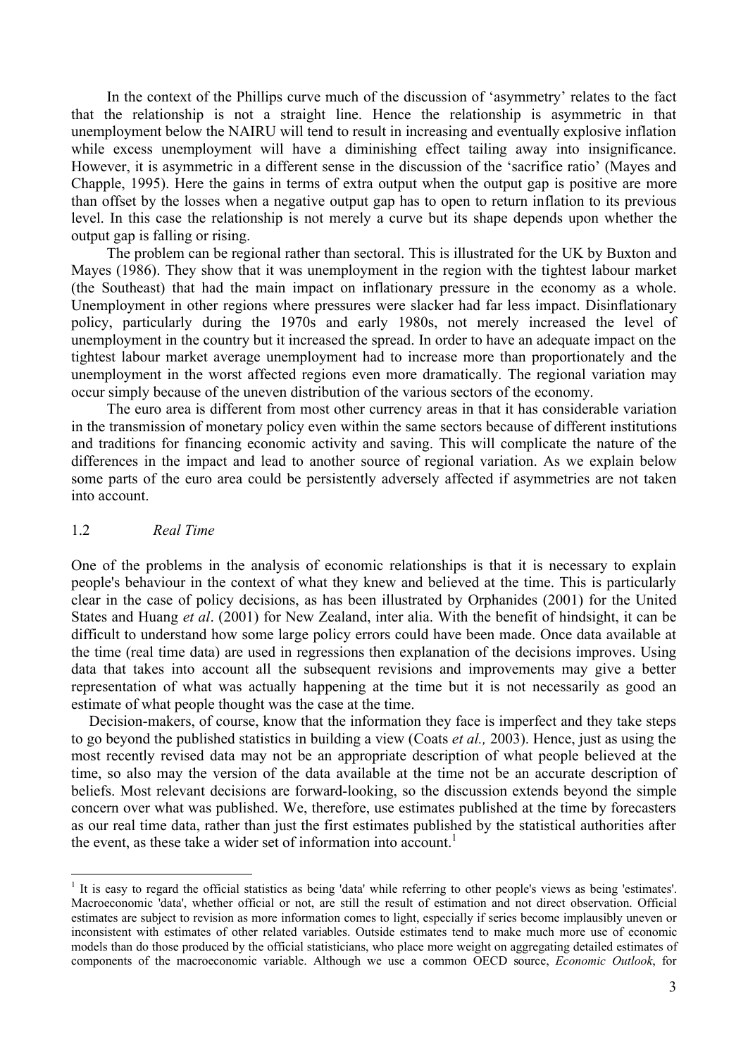In the context of the Phillips curve much of the discussion of 'asymmetry' relates to the fact that the relationship is not a straight line. Hence the relationship is asymmetric in that unemployment below the NAIRU will tend to result in increasing and eventually explosive inflation while excess unemployment will have a diminishing effect tailing away into insignificance. However, it is asymmetric in a different sense in the discussion of the 'sacrifice ratio' (Mayes and Chapple, 1995). Here the gains in terms of extra output when the output gap is positive are more than offset by the losses when a negative output gap has to open to return inflation to its previous level. In this case the relationship is not merely a curve but its shape depends upon whether the output gap is falling or rising.

The problem can be regional rather than sectoral. This is illustrated for the UK by Buxton and Mayes (1986). They show that it was unemployment in the region with the tightest labour market (the Southeast) that had the main impact on inflationary pressure in the economy as a whole. Unemployment in other regions where pressures were slacker had far less impact. Disinflationary policy, particularly during the 1970s and early 1980s, not merely increased the level of unemployment in the country but it increased the spread. In order to have an adequate impact on the tightest labour market average unemployment had to increase more than proportionately and the unemployment in the worst affected regions even more dramatically. The regional variation may occur simply because of the uneven distribution of the various sectors of the economy.

The euro area is different from most other currency areas in that it has considerable variation in the transmission of monetary policy even within the same sectors because of different institutions and traditions for financing economic activity and saving. This will complicate the nature of the differences in the impact and lead to another source of regional variation. As we explain below some parts of the euro area could be persistently adversely affected if asymmetries are not taken into account.

### 1.2 *Real Time*

One of the problems in the analysis of economic relationships is that it is necessary to explain people's behaviour in the context of what they knew and believed at the time. This is particularly clear in the case of policy decisions, as has been illustrated by Orphanides (2001) for the United States and Huang *et al*. (2001) for New Zealand, inter alia. With the benefit of hindsight, it can be difficult to understand how some large policy errors could have been made. Once data available at the time (real time data) are used in regressions then explanation of the decisions improves. Using data that takes into account all the subsequent revisions and improvements may give a better representation of what was actually happening at the time but it is not necessarily as good an estimate of what people thought was the case at the time.

Decision-makers, of course, know that the information they face is imperfect and they take steps to go beyond the published statistics in building a view (Coats *et al.,* 2003). Hence, just as using the most recently revised data may not be an appropriate description of what people believed at the time, so also may the version of the data available at the time not be an accurate description of beliefs. Most relevant decisions are forward-looking, so the discussion extends beyond the simple concern over what was published. We, therefore, use estimates published at the time by forecasters as our real time data, rather than just the first estimates published by the statistical authorities after the event, as these take a wider set of information into account.[1]

[1] It is easy to regard the official statistics as being 'data' while referring to other people's views as being 'estimates'. Macroeconomic 'data', whether official or not, are still the result of estimation and not direct observation. Official estimates are subject to revision as more information comes to light, especially if series become implausibly uneven or inconsistent with estimates of other related variables. Outside estimates tend to make much more use of economic models than do those produced by the official statisticians, who place more weight on aggregating detailed estimates of components of the macroeconomic variable. Although we use a common OECD source, *Economic Outlook*, for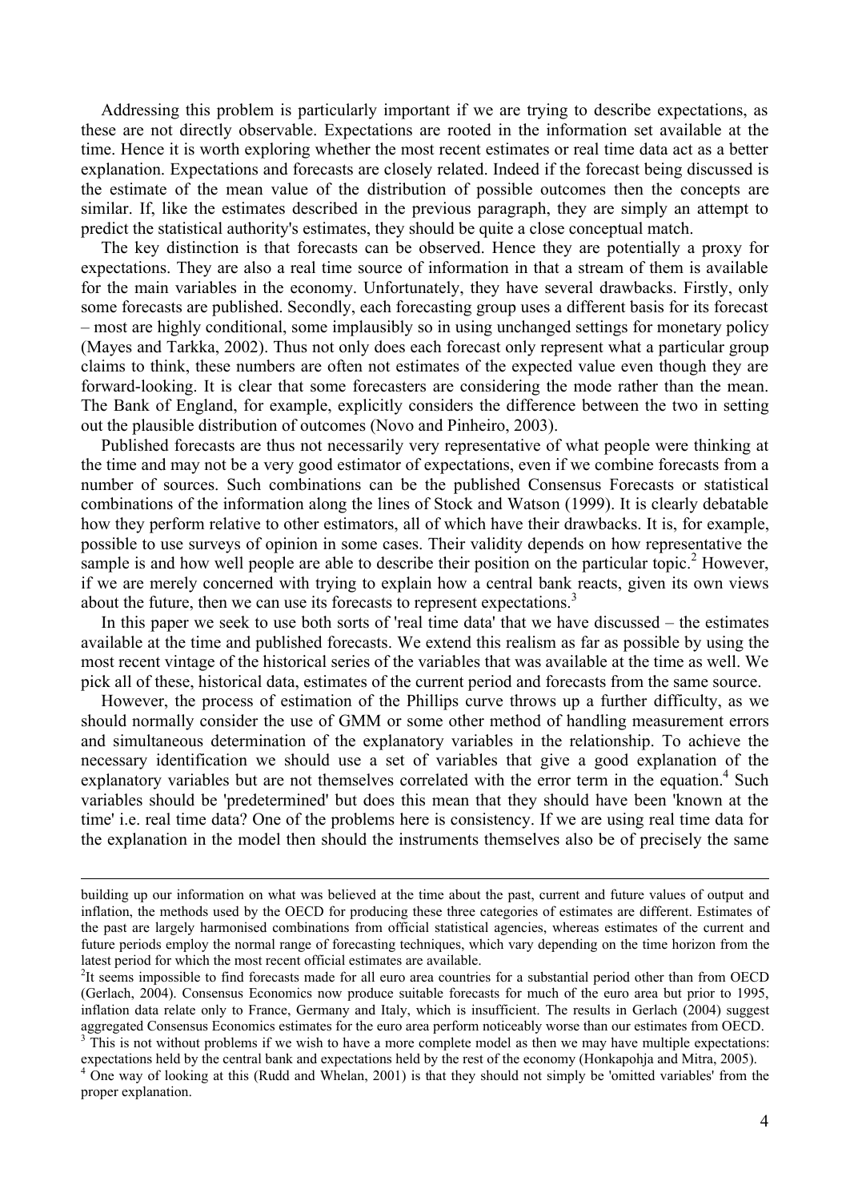Addressing this problem is particularly important if we are trying to describe expectations, as these are not directly observable. Expectations are rooted in the information set available at the time. Hence it is worth exploring whether the most recent estimates or real time data act as a better explanation. Expectations and forecasts are closely related. Indeed if the forecast being discussed is the estimate of the mean value of the distribution of possible outcomes then the concepts are similar. If, like the estimates described in the previous paragraph, they are simply an attempt to predict the statistical authority's estimates, they should be quite a close conceptual match.

The key distinction is that forecasts can be observed. Hence they are potentially a proxy for expectations. They are also a real time source of information in that a stream of them is available for the main variables in the economy. Unfortunately, they have several drawbacks. Firstly, only some forecasts are published. Secondly, each forecasting group uses a different basis for its forecast – most are highly conditional, some implausibly so in using unchanged settings for monetary policy (Mayes and Tarkka, 2002). Thus not only does each forecast only represent what a particular group claims to think, these numbers are often not estimates of the expected value even though they are forward-looking. It is clear that some forecasters are considering the mode rather than the mean. The Bank of England, for example, explicitly considers the difference between the two in setting out the plausible distribution of outcomes (Novo and Pinheiro, 2003).

Published forecasts are thus not necessarily very representative of what people were thinking at the time and may not be a very good estimator of expectations, even if we combine forecasts from a number of sources. Such combinations can be the published Consensus Forecasts or statistical combinations of the information along the lines of Stock and Watson (1999). It is clearly debatable how they perform relative to other estimators, all of which have their drawbacks. It is, for example, possible to use surveys of opinion in some cases. Their validity depends on how representative the sample is and how well people are able to describe their position on the particular topic.[2] However, if we are merely concerned with trying to explain how a central bank reacts, given its own views about the future, then we can use its forecasts to represent expectations.[3]

In this paper we seek to use both sorts of 'real time data' that we have discussed – the estimates available at the time and published forecasts. We extend this realism as far as possible by using the most recent vintage of the historical series of the variables that was available at the time as well. We pick all of these, historical data, estimates of the current period and forecasts from the same source.

However, the process of estimation of the Phillips curve throws up a further difficulty, as we should normally consider the use of GMM or some other method of handling measurement errors and simultaneous determination of the explanatory variables in the relationship. To achieve the necessary identification we should use a set of variables that give a good explanation of the explanatory variables but are not themselves correlated with the error term in the equation.[4] Such variables should be 'predetermined' but does this mean that they should have been 'known at the time' i.e. real time data? One of the problems here is consistency. If we are using real time data for the explanation in the model then should the instruments themselves also be of precisely the same

---

building up our information on what was believed at the time about the past, current and future values of output and inflation, the methods used by the OECD for producing these three categories of estimates are different. Estimates of the past are largely harmonised combinations from official statistical agencies, whereas estimates of the current and future periods employ the normal range of forecasting techniques, which vary depending on the time horizon from the latest period for which the most recent official estimates are available.

[2] It seems impossible to find forecasts made for all euro area countries for a substantial period other than from OECD (Gerlach, 2004). Consensus Economics now produce suitable forecasts for much of the euro area but prior to 1995, inflation data relate only to France, Germany and Italy, which is insufficient. The results in Gerlach (2004) suggest aggregated Consensus Economics estimates for the euro area perform noticeably worse than our estimates from OECD.

[3] This is not without problems if we wish to have a more complete model as then we may have multiple expectations: expectations held by the central bank and expectations held by the rest of the economy (Honkapohja and Mitra, 2005).

[4] One way of looking at this (Rudd and Whelan, 2001) is that they should not simply be 'omitted variables' from the proper explanation.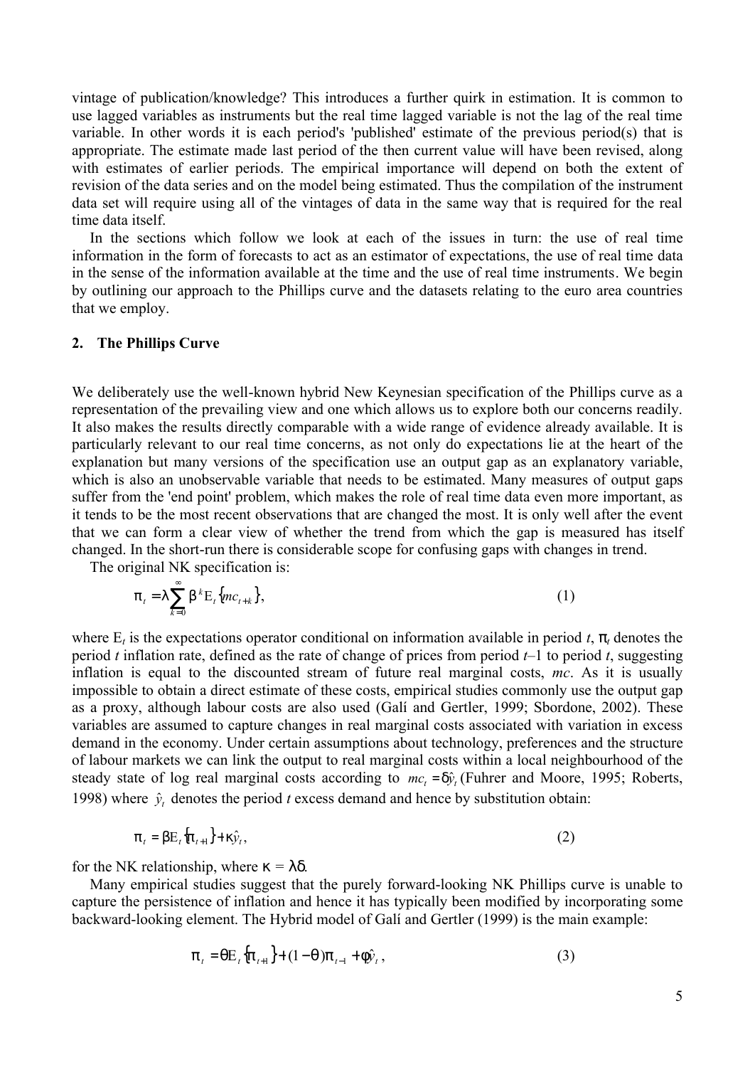vintage of publication/knowledge? This introduces a further quirk in estimation. It is common to use lagged variables as instruments but the real time lagged variable is not the lag of the real time variable. In other words it is each period's 'published' estimate of the previous period(s) that is appropriate. The estimate made last period of the then current value will have been revised, along with estimates of earlier periods. The empirical importance will depend on both the extent of revision of the data series and on the model being estimated. Thus the compilation of the instrument data set will require using all of the vintages of data in the same way that is required for the real time data itself.

In the sections which follow we look at each of the issues in turn: the use of real time information in the form of forecasts to act as an estimator of expectations, the use of real time data in the sense of the information available at the time and the use of real time instruments. We begin by outlining our approach to the Phillips curve and the datasets relating to the euro area countries that we employ.

## 2. The Phillips Curve

We deliberately use the well-known hybrid New Keynesian specification of the Phillips curve as a representation of the prevailing view and one which allows us to explore both our concerns readily. It also makes the results directly comparable with a wide range of evidence already available. It is particularly relevant to our real time concerns, as not only do expectations lie at the heart of the explanation but many versions of the specification use an output gap as an explanatory variable, which is also an unobservable variable that needs to be estimated. Many measures of output gaps suffer from the 'end point' problem, which makes the role of real time data even more important, as it tends to be the most recent observations that are changed the most. It is only well after the event that we can form a clear view of whether the trend from which the gap is measured has itself changed. In the short-run there is considerable scope for confusing gaps with changes in trend.

The original NK specification is:

$$\pi_t = \lambda \sum_{k=0}^{\infty} \beta^k \mathrm{E}_t \{mc_{t+k}\}, \tag{1}$$

where $\mathrm{E}_t$ is the expectations operator conditional on information available in period $t$, $\pi_t$ denotes the period $t$ inflation rate, defined as the rate of change of prices from period $t$–1 to period $t$, suggesting inflation is equal to the discounted stream of future real marginal costs, $mc$. As it is usually impossible to obtain a direct estimate of these costs, empirical studies commonly use the output gap as a proxy, although labour costs are also used (Galí and Gertler, 1999; Sbordone, 2002). These variables are assumed to capture changes in real marginal costs associated with variation in excess demand in the economy. Under certain assumptions about technology, preferences and the structure of labour markets we can link the output to real marginal costs within a local neighbourhood of the steady state of log real marginal costs according to $mc_t = \delta \hat{y}_t$ (Fuhrer and Moore, 1995; Roberts, 1998) where $\hat{y}_t$ denotes the period $t$ excess demand and hence by substitution obtain:

$$\pi_t = \beta \mathrm{E}_t \{\pi_{t+1}\} + \kappa \hat{y}_t, \tag{2}$$

for the NK relationship, where $\kappa = \lambda\delta$.

Many empirical studies suggest that the purely forward-looking NK Phillips curve is unable to capture the persistence of inflation and hence it has typically been modified by incorporating some backward-looking element. The Hybrid model of Galí and Gertler (1999) is the main example:

$$\pi_t = \theta \mathrm{E}_t \{\pi_{t+1}\} + (1-\theta)\pi_{t-1} + \phi \hat{y}_t, \tag{3}$$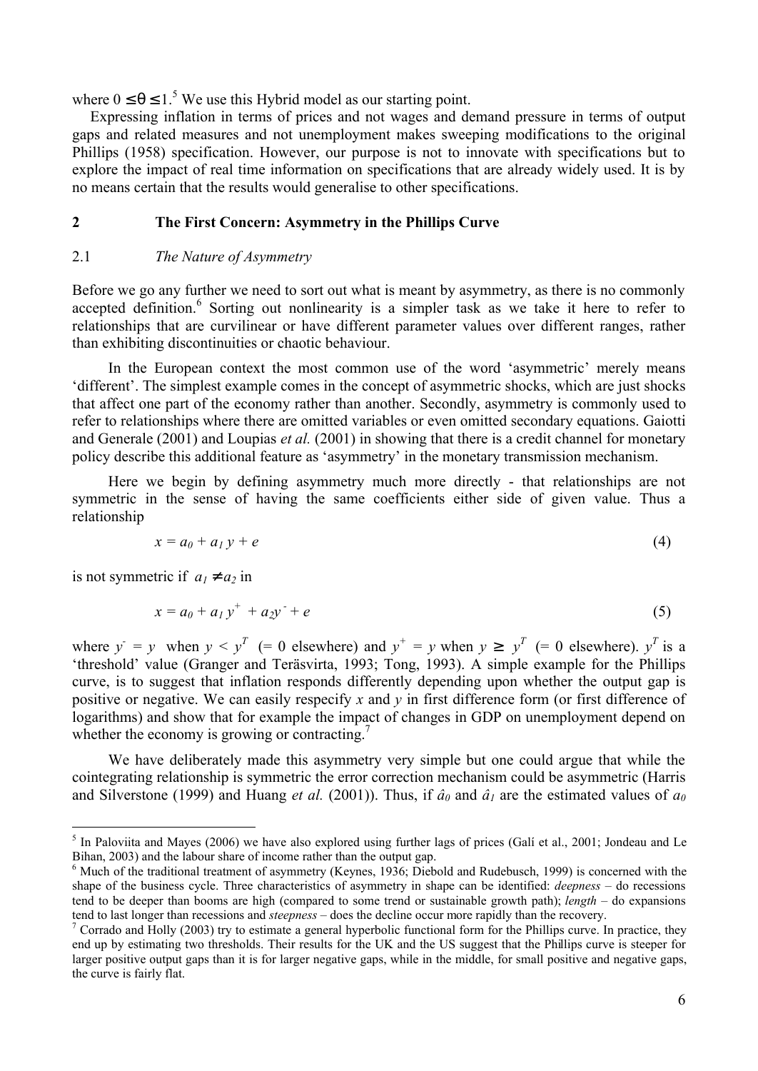where $0 \leq \theta \leq 1$.[5] We use this Hybrid model as our starting point.

Expressing inflation in terms of prices and not wages and demand pressure in terms of output gaps and related measures and not unemployment makes sweeping modifications to the original Phillips (1958) specification. However, our purpose is not to innovate with specifications but to explore the impact of real time information on specifications that are already widely used. It is by no means certain that the results would generalise to other specifications.

## 2 The First Concern: Asymmetry in the Phillips Curve

### 2.1 *The Nature of Asymmetry*

Before we go any further we need to sort out what is meant by asymmetry, as there is no commonly accepted definition.[6] Sorting out nonlinearity is a simpler task as we take it here to refer to relationships that are curvilinear or have different parameter values over different ranges, rather than exhibiting discontinuities or chaotic behaviour.

In the European context the most common use of the word 'asymmetric' merely means 'different'. The simplest example comes in the concept of asymmetric shocks, which are just shocks that affect one part of the economy rather than another. Secondly, asymmetry is commonly used to refer to relationships where there are omitted variables or even omitted secondary equations. Gaiotti and Generale (2001) and Loupias *et al.* (2001) in showing that there is a credit channel for monetary policy describe this additional feature as 'asymmetry' in the monetary transmission mechanism.

Here we begin by defining asymmetry much more directly - that relationships are not symmetric in the sense of having the same coefficients either side of given value. Thus a relationship

$$x = a_0 + a_1 y + e \tag{4}$$

is not symmetric if $a_1 \neq a_2$ in

$$x = a_0 + a_1 y^+ + a_2 y^- + e \tag{5}$$

where $y^- = y$ when $y < y^T$ (= 0 elsewhere) and $y^+ = y$ when $y \geq y^T$ (= 0 elsewhere). $y^T$ is a 'threshold' value (Granger and Teräsvirta, 1993; Tong, 1993). A simple example for the Phillips curve, is to suggest that inflation responds differently depending upon whether the output gap is positive or negative. We can easily respecify $x$ and $y$ in first difference form (or first difference of logarithms) and show that for example the impact of changes in GDP on unemployment depend on whether the economy is growing or contracting.[7]

We have deliberately made this asymmetry very simple but one could argue that while the cointegrating relationship is symmetric the error correction mechanism could be asymmetric (Harris and Silverstone (1999) and Huang *et al.* (2001)). Thus, if $\hat{a}_0$ and $\hat{a}_1$ are the estimated values of $a_0$

---

[5] In Paloviita and Mayes (2006) we have also explored using further lags of prices (Galí et al., 2001; Jondeau and Le Bihan, 2003) and the labour share of income rather than the output gap.

[6] Much of the traditional treatment of asymmetry (Keynes, 1936; Diebold and Rudebusch, 1999) is concerned with the shape of the business cycle. Three characteristics of asymmetry in shape can be identified: *deepness* – do recessions tend to be deeper than booms are high (compared to some trend or sustainable growth path); *length* – do expansions tend to last longer than recessions and *steepness* – does the decline occur more rapidly than the recovery.

[7] Corrado and Holly (2003) try to estimate a general hyperbolic functional form for the Phillips curve. In practice, they end up by estimating two thresholds. Their results for the UK and the US suggest that the Phillips curve is steeper for larger positive output gaps than it is for larger negative gaps, while in the middle, for small positive and negative gaps, the curve is fairly flat.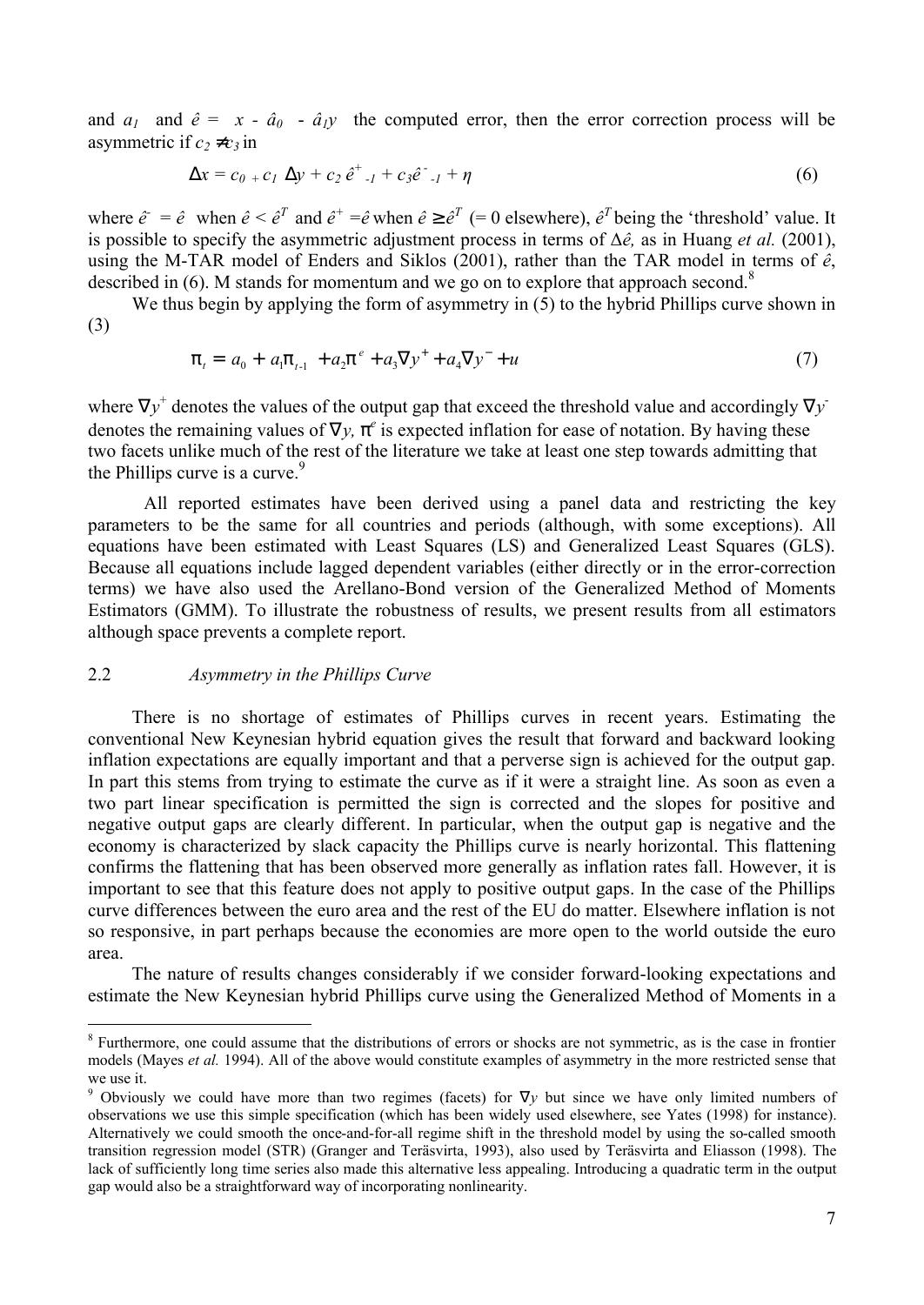and $a_1$ and $\hat{e} = x - \hat{a}_0 - \hat{a}_1 y$ the computed error, then the error correction process will be asymmetric if $c_2 \neq c_3$ in

$$\Delta x = c_0 + c_1 \Delta y + c_2 \hat{e}^{+}_{-1} + c_3 \hat{e}^{-}_{-1} + \eta \tag{6}$$

where $\hat{e}^{-} = \hat{e}$ when $\hat{e} < \hat{e}^{T}$ and $\hat{e}^{+} = \hat{e}$ when $\hat{e} \geq \hat{e}^{T}$ (= 0 elsewhere), $\hat{e}^{T}$ being the 'threshold' value. It is possible to specify the asymmetric adjustment process in terms of $\Delta\hat{e}$, as in Huang *et al.* (2001), using the M-TAR model of Enders and Siklos (2001), rather than the TAR model in terms of $\hat{e}$, described in (6). M stands for momentum and we go on to explore that approach second.[8]

We thus begin by applying the form of asymmetry in (5) to the hybrid Phillips curve shown in (3)

$$\pi_t = a_0 + a_1 \pi_{t-1} + a_2 \pi^{e} + a_3 \nabla y^{+} + a_4 \nabla y^{-} + u \tag{7}$$

where $\nabla y^{+}$ denotes the values of the output gap that exceed the threshold value and accordingly $\nabla y^{-}$ denotes the remaining values of $\nabla y$, $\pi^{e}$ is expected inflation for ease of notation. By having these two facets unlike much of the rest of the literature we take at least one step towards admitting that the Phillips curve is a curve.[9]

All reported estimates have been derived using a panel data and restricting the key parameters to be the same for all countries and periods (although, with some exceptions). All equations have been estimated with Least Squares (LS) and Generalized Least Squares (GLS). Because all equations include lagged dependent variables (either directly or in the error-correction terms) we have also used the Arellano-Bond version of the Generalized Method of Moments Estimators (GMM). To illustrate the robustness of results, we present results from all estimators although space prevents a complete report.

## 2.2 *Asymmetry in the Phillips Curve*

There is no shortage of estimates of Phillips curves in recent years. Estimating the conventional New Keynesian hybrid equation gives the result that forward and backward looking inflation expectations are equally important and that a perverse sign is achieved for the output gap. In part this stems from trying to estimate the curve as if it were a straight line. As soon as even a two part linear specification is permitted the sign is corrected and the slopes for positive and negative output gaps are clearly different. In particular, when the output gap is negative and the economy is characterized by slack capacity the Phillips curve is nearly horizontal. This flattening confirms the flattening that has been observed more generally as inflation rates fall. However, it is important to see that this feature does not apply to positive output gaps. In the case of the Phillips curve differences between the euro area and the rest of the EU do matter. Elsewhere inflation is not so responsive, in part perhaps because the economies are more open to the world outside the euro area.

The nature of results changes considerably if we consider forward-looking expectations and estimate the New Keynesian hybrid Phillips curve using the Generalized Method of Moments in a

---

[8] Furthermore, one could assume that the distributions of errors or shocks are not symmetric, as is the case in frontier models (Mayes *et al.* 1994). All of the above would constitute examples of asymmetry in the more restricted sense that we use it.

[9] Obviously we could have more than two regimes (facets) for $\nabla y$ but since we have only limited numbers of observations we use this simple specification (which has been widely used elsewhere, see Yates (1998) for instance). Alternatively we could smooth the once-and-for-all regime shift in the threshold model by using the so-called smooth transition regression model (STR) (Granger and Teräsvirta, 1993), also used by Teräsvirta and Eliasson (1998). The lack of sufficiently long time series also made this alternative less appealing. Introducing a quadratic term in the output gap would also be a straightforward way of incorporating nonlinearity.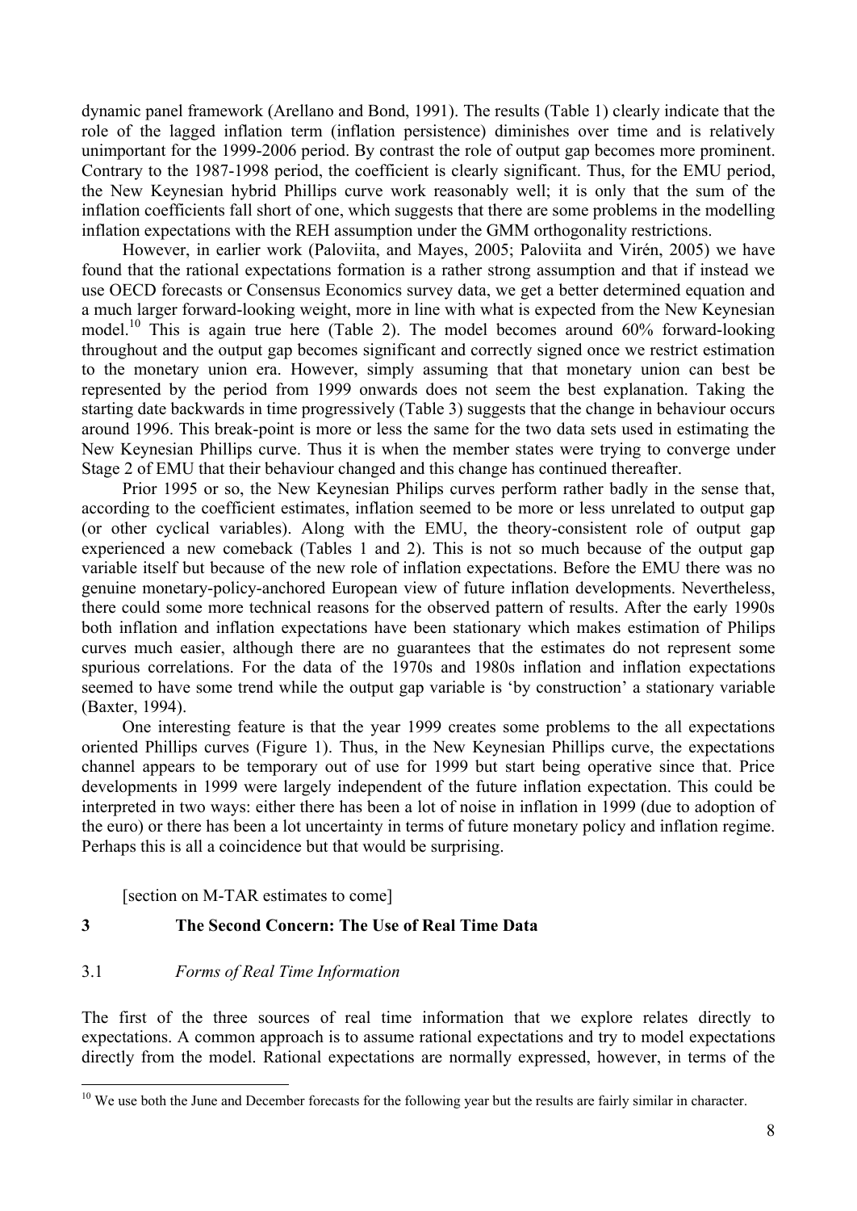dynamic panel framework (Arellano and Bond, 1991). The results (Table 1) clearly indicate that the role of the lagged inflation term (inflation persistence) diminishes over time and is relatively unimportant for the 1999-2006 period. By contrast the role of output gap becomes more prominent. Contrary to the 1987-1998 period, the coefficient is clearly significant. Thus, for the EMU period, the New Keynesian hybrid Phillips curve work reasonably well; it is only that the sum of the inflation coefficients fall short of one, which suggests that there are some problems in the modelling inflation expectations with the REH assumption under the GMM orthogonality restrictions.

However, in earlier work (Paloviita, and Mayes, 2005; Paloviita and Virén, 2005) we have found that the rational expectations formation is a rather strong assumption and that if instead we use OECD forecasts or Consensus Economics survey data, we get a better determined equation and a much larger forward-looking weight, more in line with what is expected from the New Keynesian model.[10] This is again true here (Table 2). The model becomes around 60% forward-looking throughout and the output gap becomes significant and correctly signed once we restrict estimation to the monetary union era. However, simply assuming that that monetary union can best be represented by the period from 1999 onwards does not seem the best explanation. Taking the starting date backwards in time progressively (Table 3) suggests that the change in behaviour occurs around 1996. This break-point is more or less the same for the two data sets used in estimating the New Keynesian Phillips curve. Thus it is when the member states were trying to converge under Stage 2 of EMU that their behaviour changed and this change has continued thereafter.

Prior 1995 or so, the New Keynesian Philips curves perform rather badly in the sense that, according to the coefficient estimates, inflation seemed to be more or less unrelated to output gap (or other cyclical variables). Along with the EMU, the theory-consistent role of output gap experienced a new comeback (Tables 1 and 2). This is not so much because of the output gap variable itself but because of the new role of inflation expectations. Before the EMU there was no genuine monetary-policy-anchored European view of future inflation developments. Nevertheless, there could some more technical reasons for the observed pattern of results. After the early 1990s both inflation and inflation expectations have been stationary which makes estimation of Philips curves much easier, although there are no guarantees that the estimates do not represent some spurious correlations. For the data of the 1970s and 1980s inflation and inflation expectations seemed to have some trend while the output gap variable is 'by construction' a stationary variable (Baxter, 1994).

One interesting feature is that the year 1999 creates some problems to the all expectations oriented Phillips curves (Figure 1). Thus, in the New Keynesian Phillips curve, the expectations channel appears to be temporary out of use for 1999 but start being operative since that. Price developments in 1999 were largely independent of the future inflation expectation. This could be interpreted in two ways: either there has been a lot of noise in inflation in 1999 (due to adoption of the euro) or there has been a lot uncertainty in terms of future monetary policy and inflation regime. Perhaps this is all a coincidence but that would be surprising.

[section on M-TAR estimates to come]

# 3 The Second Concern: The Use of Real Time Data

## 3.1 *Forms of Real Time Information*

The first of the three sources of real time information that we explore relates directly to expectations. A common approach is to assume rational expectations and try to model expectations directly from the model. Rational expectations are normally expressed, however, in terms of the

---

[10] We use both the June and December forecasts for the following year but the results are fairly similar in character.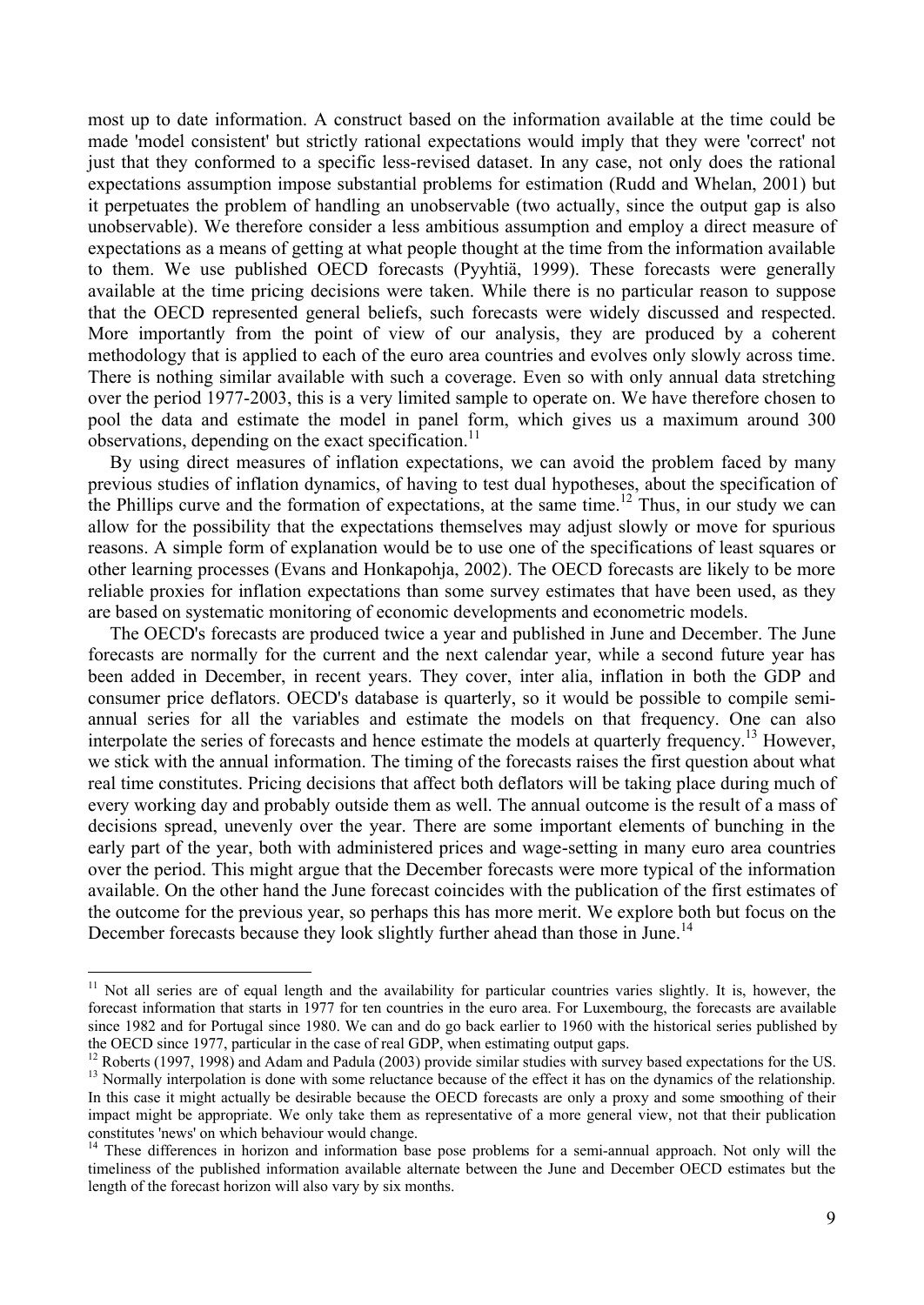most up to date information. A construct based on the information available at the time could be made 'model consistent' but strictly rational expectations would imply that they were 'correct' not just that they conformed to a specific less-revised dataset. In any case, not only does the rational expectations assumption impose substantial problems for estimation (Rudd and Whelan, 2001) but it perpetuates the problem of handling an unobservable (two actually, since the output gap is also unobservable). We therefore consider a less ambitious assumption and employ a direct measure of expectations as a means of getting at what people thought at the time from the information available to them. We use published OECD forecasts (Pyyhtiä, 1999). These forecasts were generally available at the time pricing decisions were taken. While there is no particular reason to suppose that the OECD represented general beliefs, such forecasts were widely discussed and respected. More importantly from the point of view of our analysis, they are produced by a coherent methodology that is applied to each of the euro area countries and evolves only slowly across time. There is nothing similar available with such a coverage. Even so with only annual data stretching over the period 1977-2003, this is a very limited sample to operate on. We have therefore chosen to pool the data and estimate the model in panel form, which gives us a maximum around 300 observations, depending on the exact specification.[11]

By using direct measures of inflation expectations, we can avoid the problem faced by many previous studies of inflation dynamics, of having to test dual hypotheses, about the specification of the Phillips curve and the formation of expectations, at the same time.[12] Thus, in our study we can allow for the possibility that the expectations themselves may adjust slowly or move for spurious reasons. A simple form of explanation would be to use one of the specifications of least squares or other learning processes (Evans and Honkapohja, 2002). The OECD forecasts are likely to be more reliable proxies for inflation expectations than some survey estimates that have been used, as they are based on systematic monitoring of economic developments and econometric models.

The OECD's forecasts are produced twice a year and published in June and December. The June forecasts are normally for the current and the next calendar year, while a second future year has been added in December, in recent years. They cover, inter alia, inflation in both the GDP and consumer price deflators. OECD's database is quarterly, so it would be possible to compile semi-annual series for all the variables and estimate the models on that frequency. One can also interpolate the series of forecasts and hence estimate the models at quarterly frequency.[13] However, we stick with the annual information. The timing of the forecasts raises the first question about what real time constitutes. Pricing decisions that affect both deflators will be taking place during much of every working day and probably outside them as well. The annual outcome is the result of a mass of decisions spread, unevenly over the year. There are some important elements of bunching in the early part of the year, both with administered prices and wage-setting in many euro area countries over the period. This might argue that the December forecasts were more typical of the information available. On the other hand the June forecast coincides with the publication of the first estimates of the outcome for the previous year, so perhaps this has more merit. We explore both but focus on the December forecasts because they look slightly further ahead than those in June.[14]

---

[11] Not all series are of equal length and the availability for particular countries varies slightly. It is, however, the forecast information that starts in 1977 for ten countries in the euro area. For Luxembourg, the forecasts are available since 1982 and for Portugal since 1980. We can and do go back earlier to 1960 with the historical series published by the OECD since 1977, particular in the case of real GDP, when estimating output gaps.

[12] Roberts (1997, 1998) and Adam and Padula (2003) provide similar studies with survey based expectations for the US.

[13] Normally interpolation is done with some reluctance because of the effect it has on the dynamics of the relationship. In this case it might actually be desirable because the OECD forecasts are only a proxy and some smoothing of their impact might be appropriate. We only take them as representative of a more general view, not that their publication constitutes 'news' on which behaviour would change.

[14] These differences in horizon and information base pose problems for a semi-annual approach. Not only will the timeliness of the published information available alternate between the June and December OECD estimates but the length of the forecast horizon will also vary by six months.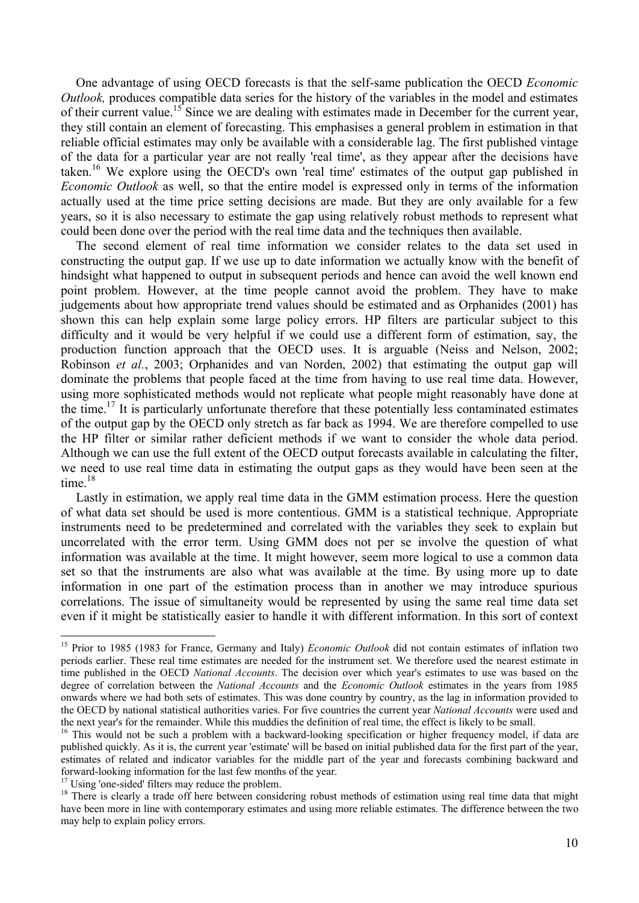One advantage of using OECD forecasts is that the self-same publication the OECD *Economic Outlook,* produces compatible data series for the history of the variables in the model and estimates of their current value.[15] Since we are dealing with estimates made in December for the current year, they still contain an element of forecasting. This emphasises a general problem in estimation in that reliable official estimates may only be available with a considerable lag. The first published vintage of the data for a particular year are not really 'real time', as they appear after the decisions have taken.[16] We explore using the OECD's own 'real time' estimates of the output gap published in *Economic Outlook* as well, so that the entire model is expressed only in terms of the information actually used at the time price setting decisions are made. But they are only available for a few years, so it is also necessary to estimate the gap using relatively robust methods to represent what could been done over the period with the real time data and the techniques then available.

The second element of real time information we consider relates to the data set used in constructing the output gap. If we use up to date information we actually know with the benefit of hindsight what happened to output in subsequent periods and hence can avoid the well known end point problem. However, at the time people cannot avoid the problem. They have to make judgements about how appropriate trend values should be estimated and as Orphanides (2001) has shown this can help explain some large policy errors. HP filters are particular subject to this difficulty and it would be very helpful if we could use a different form of estimation, say, the production function approach that the OECD uses. It is arguable (Neiss and Nelson, 2002; Robinson *et al.*, 2003; Orphanides and van Norden, 2002) that estimating the output gap will dominate the problems that people faced at the time from having to use real time data. However, using more sophisticated methods would not replicate what people might reasonably have done at the time.[17] It is particularly unfortunate therefore that these potentially less contaminated estimates of the output gap by the OECD only stretch as far back as 1994. We are therefore compelled to use the HP filter or similar rather deficient methods if we want to consider the whole data period. Although we can use the full extent of the OECD output forecasts available in calculating the filter, we need to use real time data in estimating the output gaps as they would have been seen at the time.[18]

Lastly in estimation, we apply real time data in the GMM estimation process. Here the question of what data set should be used is more contentious. GMM is a statistical technique. Appropriate instruments need to be predetermined and correlated with the variables they seek to explain but uncorrelated with the error term. Using GMM does not per se involve the question of what information was available at the time. It might however, seem more logical to use a common data set so that the instruments are also what was available at the time. By using more up to date information in one part of the estimation process than in another we may introduce spurious correlations. The issue of simultaneity would be represented by using the same real time data set even if it might be statistically easier to handle it with different information. In this sort of context

---

[15] Prior to 1985 (1983 for France, Germany and Italy) *Economic Outlook* did not contain estimates of inflation two periods earlier. These real time estimates are needed for the instrument set. We therefore used the nearest estimate in time published in the OECD *National Accounts*. The decision over which year's estimates to use was based on the degree of correlation between the *National Accounts* and the *Economic Outlook* estimates in the years from 1985 onwards where we had both sets of estimates. This was done country by country, as the lag in information provided to the OECD by national statistical authorities varies. For five countries the current year *National Accounts* were used and the next year's for the remainder. While this muddies the definition of real time, the effect is likely to be small.

[16] This would not be such a problem with a backward-looking specification or higher frequency model, if data are published quickly. As it is, the current year 'estimate' will be based on initial published data for the first part of the year, estimates of related and indicator variables for the middle part of the year and forecasts combining backward and forward-looking information for the last few months of the year.

[17] Using 'one-sided' filters may reduce the problem.

[18] There is clearly a trade off here between considering robust methods of estimation using real time data that might have been more in line with contemporary estimates and using more reliable estimates. The difference between the two may help to explain policy errors.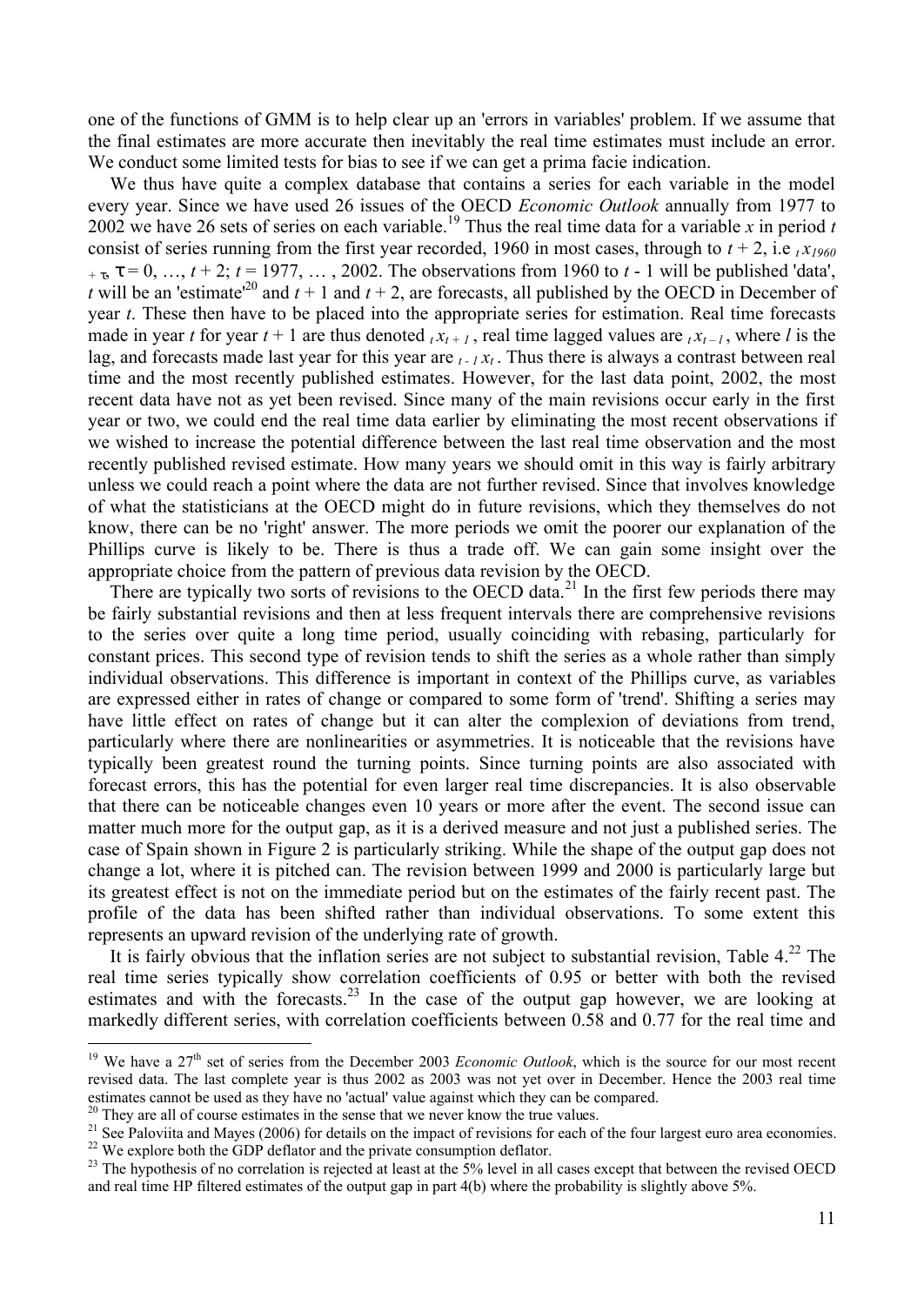one of the functions of GMM is to help clear up an 'errors in variables' problem. If we assume that the final estimates are more accurate then inevitably the real time estimates must include an error. We conduct some limited tests for bias to see if we can get a prima facie indication.

We thus have quite a complex database that contains a series for each variable in the model every year. Since we have used 26 issues of the OECD *Economic Outlook* annually from 1977 to 2002 we have 26 sets of series on each variable.[19] Thus the real time data for a variable $x$ in period $t$ consist of series running from the first year recorded, 1960 in most cases, through to $t + 2$, i.e ${}_t x_{1960+\tau}$, $\tau = 0, \ldots, t + 2$; $t = 1977, \ldots, 2002$. The observations from 1960 to $t - 1$ will be published 'data', $t$ will be an 'estimate'[20] and $t + 1$ and $t + 2$, are forecasts, all published by the OECD in December of year $t$. These then have to be placed into the appropriate series for estimation. Real time forecasts made in year $t$ for year $t + 1$ are thus denoted ${}_t x_{t+1}$, real time lagged values are ${}_t x_{t-l}$, where $l$ is the lag, and forecasts made last year for this year are ${}_{t-1} x_t$. Thus there is always a contrast between real time and the most recently published estimates. However, for the last data point, 2002, the most recent data have not as yet been revised. Since many of the main revisions occur early in the first year or two, we could end the real time data earlier by eliminating the most recent observations if we wished to increase the potential difference between the last real time observation and the most recently published revised estimate. How many years we should omit in this way is fairly arbitrary unless we could reach a point where the data are not further revised. Since that involves knowledge of what the statisticians at the OECD might do in future revisions, which they themselves do not know, there can be no 'right' answer. The more periods we omit the poorer our explanation of the Phillips curve is likely to be. There is thus a trade off. We can gain some insight over the appropriate choice from the pattern of previous data revision by the OECD.

There are typically two sorts of revisions to the OECD data.[21] In the first few periods there may be fairly substantial revisions and then at less frequent intervals there are comprehensive revisions to the series over quite a long time period, usually coinciding with rebasing, particularly for constant prices. This second type of revision tends to shift the series as a whole rather than simply individual observations. This difference is important in context of the Phillips curve, as variables are expressed either in rates of change or compared to some form of 'trend'. Shifting a series may have little effect on rates of change but it can alter the complexion of deviations from trend, particularly where there are nonlinearities or asymmetries. It is noticeable that the revisions have typically been greatest round the turning points. Since turning points are also associated with forecast errors, this has the potential for even larger real time discrepancies. It is also observable that there can be noticeable changes even 10 years or more after the event. The second issue can matter much more for the output gap, as it is a derived measure and not just a published series. The case of Spain shown in Figure 2 is particularly striking. While the shape of the output gap does not change a lot, where it is pitched can. The revision between 1999 and 2000 is particularly large but its greatest effect is not on the immediate period but on the estimates of the fairly recent past. The profile of the data has been shifted rather than individual observations. To some extent this represents an upward revision of the underlying rate of growth.

It is fairly obvious that the inflation series are not subject to substantial revision, Table 4.[22] The real time series typically show correlation coefficients of 0.95 or better with both the revised estimates and with the forecasts.[23] In the case of the output gap however, we are looking at markedly different series, with correlation coefficients between 0.58 and 0.77 for the real time and

---

[19] We have a 27[th] set of series from the December 2003 *Economic Outlook*, which is the source for our most recent revised data. The last complete year is thus 2002 as 2003 was not yet over in December. Hence the 2003 real time estimates cannot be used as they have no 'actual' value against which they can be compared.

[20] They are all of course estimates in the sense that we never know the true values.

[21] See Paloviita and Mayes (2006) for details on the impact of revisions for each of the four largest euro area economies.

[22] We explore both the GDP deflator and the private consumption deflator.

[23] The hypothesis of no correlation is rejected at least at the 5% level in all cases except that between the revised OECD and real time HP filtered estimates of the output gap in part 4(b) where the probability is slightly above 5%.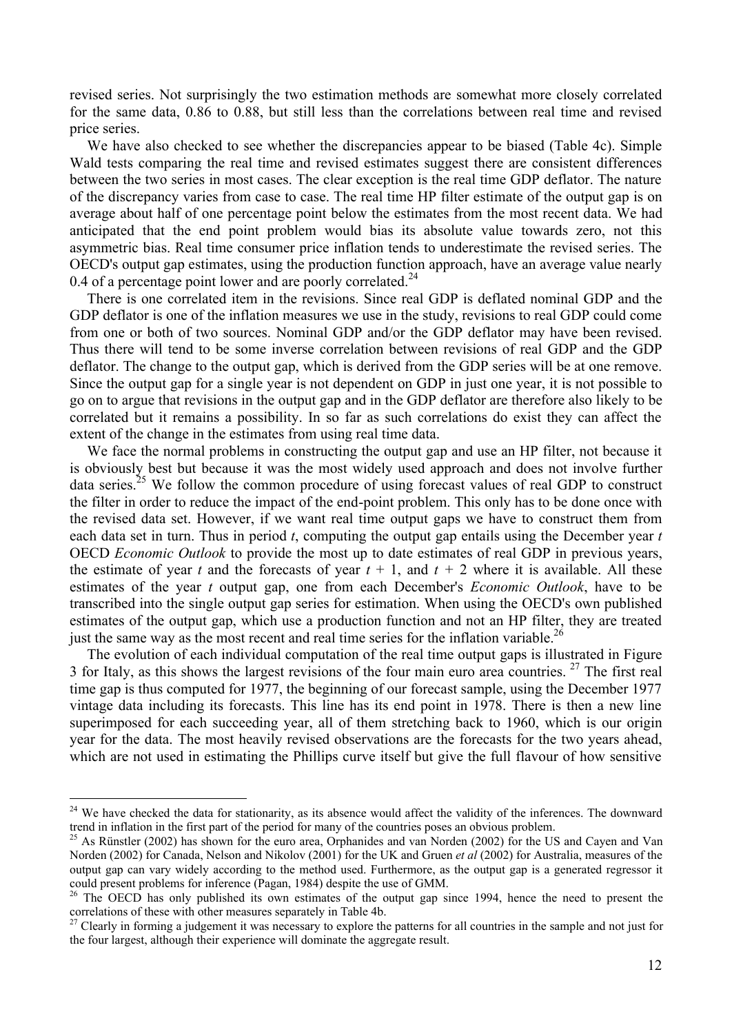revised series. Not surprisingly the two estimation methods are somewhat more closely correlated for the same data, 0.86 to 0.88, but still less than the correlations between real time and revised price series.

We have also checked to see whether the discrepancies appear to be biased (Table 4c). Simple Wald tests comparing the real time and revised estimates suggest there are consistent differences between the two series in most cases. The clear exception is the real time GDP deflator. The nature of the discrepancy varies from case to case. The real time HP filter estimate of the output gap is on average about half of one percentage point below the estimates from the most recent data. We had anticipated that the end point problem would bias its absolute value towards zero, not this asymmetric bias. Real time consumer price inflation tends to underestimate the revised series. The OECD's output gap estimates, using the production function approach, have an average value nearly 0.4 of a percentage point lower and are poorly correlated.[24]

There is one correlated item in the revisions. Since real GDP is deflated nominal GDP and the GDP deflator is one of the inflation measures we use in the study, revisions to real GDP could come from one or both of two sources. Nominal GDP and/or the GDP deflator may have been revised. Thus there will tend to be some inverse correlation between revisions of real GDP and the GDP deflator. The change to the output gap, which is derived from the GDP series will be at one remove. Since the output gap for a single year is not dependent on GDP in just one year, it is not possible to go on to argue that revisions in the output gap and in the GDP deflator are therefore also likely to be correlated but it remains a possibility. In so far as such correlations do exist they can affect the extent of the change in the estimates from using real time data.

We face the normal problems in constructing the output gap and use an HP filter, not because it is obviously best but because it was the most widely used approach and does not involve further data series.[25] We follow the common procedure of using forecast values of real GDP to construct the filter in order to reduce the impact of the end-point problem. This only has to be done once with the revised data set. However, if we want real time output gaps we have to construct them from each data set in turn. Thus in period $t$, computing the output gap entails using the December year $t$ OECD *Economic Outlook* to provide the most up to date estimates of real GDP in previous years, the estimate of year $t$ and the forecasts of year $t + 1$, and $t + 2$ where it is available. All these estimates of the year $t$ output gap, one from each December's *Economic Outlook*, have to be transcribed into the single output gap series for estimation. When using the OECD's own published estimates of the output gap, which use a production function and not an HP filter, they are treated just the same way as the most recent and real time series for the inflation variable.[26]

The evolution of each individual computation of the real time output gaps is illustrated in Figure 3 for Italy, as this shows the largest revisions of the four main euro area countries. [27] The first real time gap is thus computed for 1977, the beginning of our forecast sample, using the December 1977 vintage data including its forecasts. This line has its end point in 1978. There is then a new line superimposed for each succeeding year, all of them stretching back to 1960, which is our origin year for the data. The most heavily revised observations are the forecasts for the two years ahead, which are not used in estimating the Phillips curve itself but give the full flavour of how sensitive

---

[24] We have checked the data for stationarity, as its absence would affect the validity of the inferences. The downward trend in inflation in the first part of the period for many of the countries poses an obvious problem.

[25] As Rünstler (2002) has shown for the euro area, Orphanides and van Norden (2002) for the US and Cayen and Van Norden (2002) for Canada, Nelson and Nikolov (2001) for the UK and Gruen *et al* (2002) for Australia, measures of the output gap can vary widely according to the method used. Furthermore, as the output gap is a generated regressor it could present problems for inference (Pagan, 1984) despite the use of GMM.

[26] The OECD has only published its own estimates of the output gap since 1994, hence the need to present the correlations of these with other measures separately in Table 4b.

[27] Clearly in forming a judgement it was necessary to explore the patterns for all countries in the sample and not just for the four largest, although their experience will dominate the aggregate result.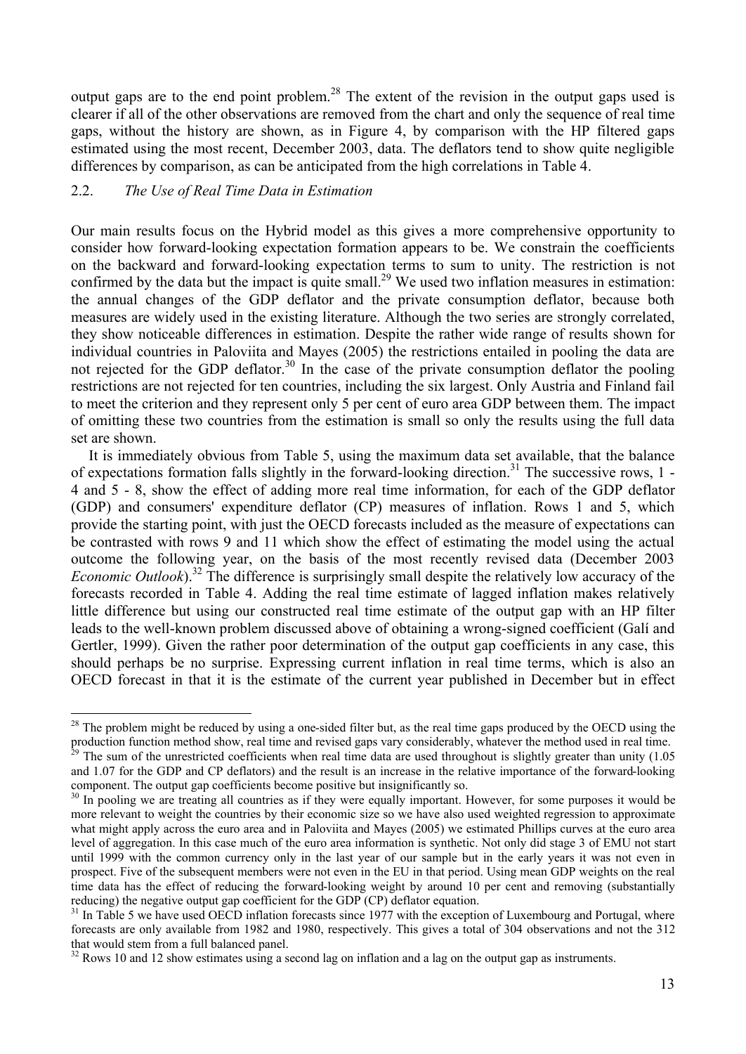output gaps are to the end point problem.[28] The extent of the revision in the output gaps used is clearer if all of the other observations are removed from the chart and only the sequence of real time gaps, without the history are shown, as in Figure 4, by comparison with the HP filtered gaps estimated using the most recent, December 2003, data. The deflators tend to show quite negligible differences by comparison, as can be anticipated from the high correlations in Table 4.

## 2.2. *The Use of Real Time Data in Estimation*

Our main results focus on the Hybrid model as this gives a more comprehensive opportunity to consider how forward-looking expectation formation appears to be. We constrain the coefficients on the backward and forward-looking expectation terms to sum to unity. The restriction is not confirmed by the data but the impact is quite small.[29] We used two inflation measures in estimation: the annual changes of the GDP deflator and the private consumption deflator, because both measures are widely used in the existing literature. Although the two series are strongly correlated, they show noticeable differences in estimation. Despite the rather wide range of results shown for individual countries in Paloviita and Mayes (2005) the restrictions entailed in pooling the data are not rejected for the GDP deflator.[30] In the case of the private consumption deflator the pooling restrictions are not rejected for ten countries, including the six largest. Only Austria and Finland fail to meet the criterion and they represent only 5 per cent of euro area GDP between them. The impact of omitting these two countries from the estimation is small so only the results using the full data set are shown.

It is immediately obvious from Table 5, using the maximum data set available, that the balance of expectations formation falls slightly in the forward-looking direction.[31] The successive rows, 1 - 4 and 5 - 8, show the effect of adding more real time information, for each of the GDP deflator (GDP) and consumers' expenditure deflator (CP) measures of inflation. Rows 1 and 5, which provide the starting point, with just the OECD forecasts included as the measure of expectations can be contrasted with rows 9 and 11 which show the effect of estimating the model using the actual outcome the following year, on the basis of the most recently revised data (December 2003 *Economic Outlook*).[32] The difference is surprisingly small despite the relatively low accuracy of the forecasts recorded in Table 4. Adding the real time estimate of lagged inflation makes relatively little difference but using our constructed real time estimate of the output gap with an HP filter leads to the well-known problem discussed above of obtaining a wrong-signed coefficient (Galí and Gertler, 1999). Given the rather poor determination of the output gap coefficients in any case, this should perhaps be no surprise. Expressing current inflation in real time terms, which is also an OECD forecast in that it is the estimate of the current year published in December but in effect

---

[28] The problem might be reduced by using a one-sided filter but, as the real time gaps produced by the OECD using the production function method show, real time and revised gaps vary considerably, whatever the method used in real time.

[29] The sum of the unrestricted coefficients when real time data are used throughout is slightly greater than unity (1.05 and 1.07 for the GDP and CP deflators) and the result is an increase in the relative importance of the forward-looking component. The output gap coefficients become positive but insignificantly so.

[30] In pooling we are treating all countries as if they were equally important. However, for some purposes it would be more relevant to weight the countries by their economic size so we have also used weighted regression to approximate what might apply across the euro area and in Paloviita and Mayes (2005) we estimated Phillips curves at the euro area level of aggregation. In this case much of the euro area information is synthetic. Not only did stage 3 of EMU not start until 1999 with the common currency only in the last year of our sample but in the early years it was not even in prospect. Five of the subsequent members were not even in the EU in that period. Using mean GDP weights on the real time data has the effect of reducing the forward-looking weight by around 10 per cent and removing (substantially reducing) the negative output gap coefficient for the GDP (CP) deflator equation.

[31] In Table 5 we have used OECD inflation forecasts since 1977 with the exception of Luxembourg and Portugal, where forecasts are only available from 1982 and 1980, respectively. This gives a total of 304 observations and not the 312 that would stem from a full balanced panel.

[32] Rows 10 and 12 show estimates using a second lag on inflation and a lag on the output gap as instruments.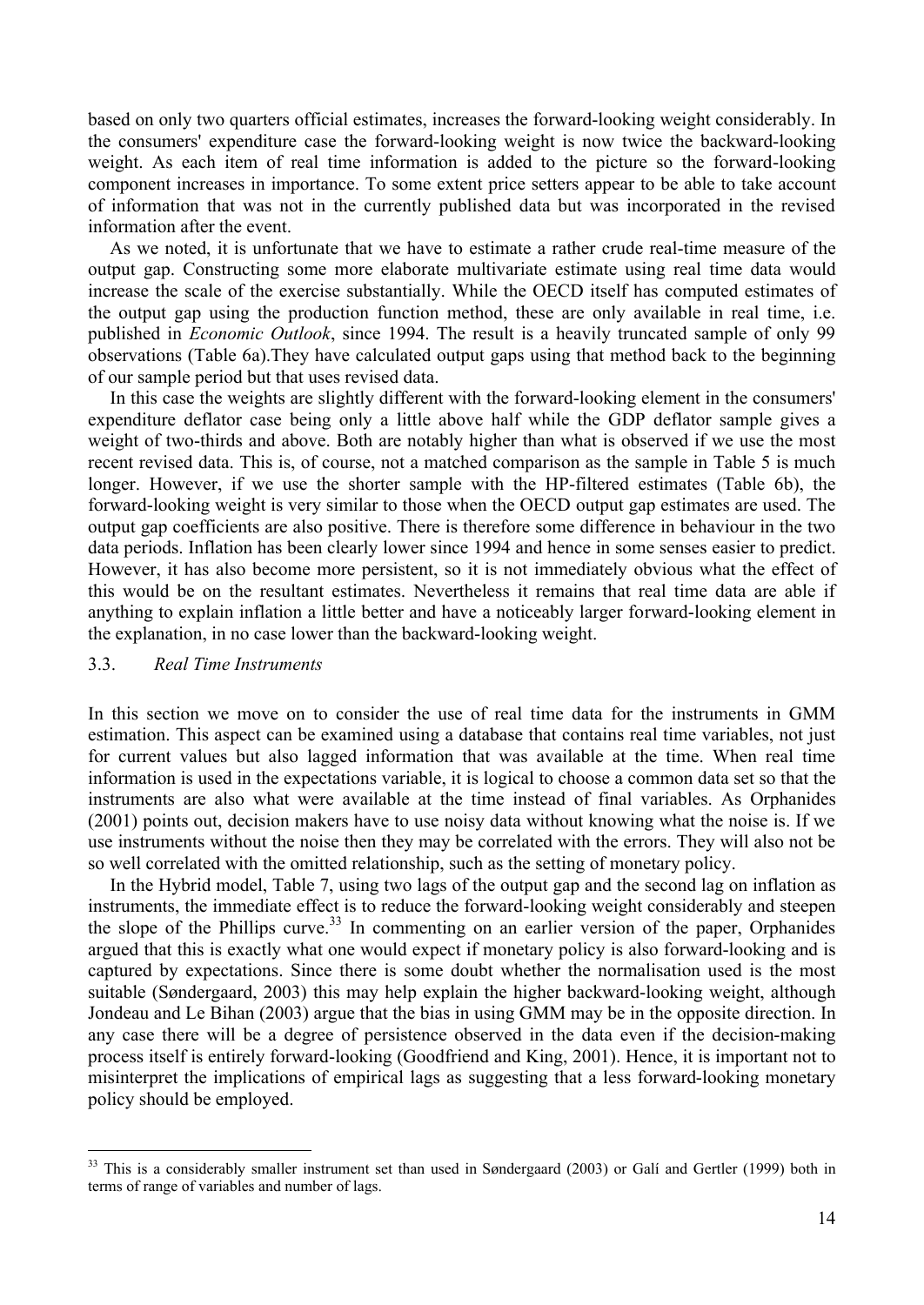based on only two quarters official estimates, increases the forward-looking weight considerably. In the consumers' expenditure case the forward-looking weight is now twice the backward-looking weight. As each item of real time information is added to the picture so the forward-looking component increases in importance. To some extent price setters appear to be able to take account of information that was not in the currently published data but was incorporated in the revised information after the event.

As we noted, it is unfortunate that we have to estimate a rather crude real-time measure of the output gap. Constructing some more elaborate multivariate estimate using real time data would increase the scale of the exercise substantially. While the OECD itself has computed estimates of the output gap using the production function method, these are only available in real time, i.e. published in *Economic Outlook*, since 1994. The result is a heavily truncated sample of only 99 observations (Table 6a).They have calculated output gaps using that method back to the beginning of our sample period but that uses revised data.

In this case the weights are slightly different with the forward-looking element in the consumers' expenditure deflator case being only a little above half while the GDP deflator sample gives a weight of two-thirds and above. Both are notably higher than what is observed if we use the most recent revised data. This is, of course, not a matched comparison as the sample in Table 5 is much longer. However, if we use the shorter sample with the HP-filtered estimates (Table 6b), the forward-looking weight is very similar to those when the OECD output gap estimates are used. The output gap coefficients are also positive. There is therefore some difference in behaviour in the two data periods. Inflation has been clearly lower since 1994 and hence in some senses easier to predict. However, it has also become more persistent, so it is not immediately obvious what the effect of this would be on the resultant estimates. Nevertheless it remains that real time data are able if anything to explain inflation a little better and have a noticeably larger forward-looking element in the explanation, in no case lower than the backward-looking weight.

### 3.3. *Real Time Instruments*

In this section we move on to consider the use of real time data for the instruments in GMM estimation. This aspect can be examined using a database that contains real time variables, not just for current values but also lagged information that was available at the time. When real time information is used in the expectations variable, it is logical to choose a common data set so that the instruments are also what were available at the time instead of final variables. As Orphanides (2001) points out, decision makers have to use noisy data without knowing what the noise is. If we use instruments without the noise then they may be correlated with the errors. They will also not be so well correlated with the omitted relationship, such as the setting of monetary policy.

In the Hybrid model, Table 7, using two lags of the output gap and the second lag on inflation as instruments, the immediate effect is to reduce the forward-looking weight considerably and steepen the slope of the Phillips curve.[33] In commenting on an earlier version of the paper, Orphanides argued that this is exactly what one would expect if monetary policy is also forward-looking and is captured by expectations. Since there is some doubt whether the normalisation used is the most suitable (Søndergaard, 2003) this may help explain the higher backward-looking weight, although Jondeau and Le Bihan (2003) argue that the bias in using GMM may be in the opposite direction. In any case there will be a degree of persistence observed in the data even if the decision-making process itself is entirely forward-looking (Goodfriend and King, 2001). Hence, it is important not to misinterpret the implications of empirical lags as suggesting that a less forward-looking monetary policy should be employed.

[33] This is a considerably smaller instrument set than used in Søndergaard (2003) or Galí and Gertler (1999) both in terms of range of variables and number of lags.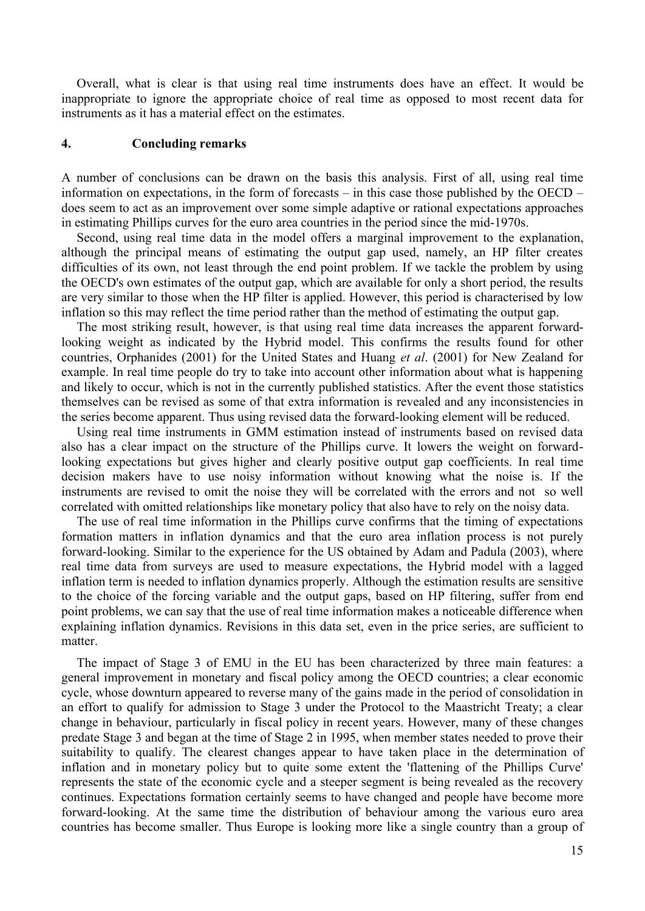Overall, what is clear is that using real time instruments does have an effect. It would be inappropriate to ignore the appropriate choice of real time as opposed to most recent data for instruments as it has a material effect on the estimates.

## 4. Concluding remarks

A number of conclusions can be drawn on the basis this analysis. First of all, using real time information on expectations, in the form of forecasts – in this case those published by the OECD – does seem to act as an improvement over some simple adaptive or rational expectations approaches in estimating Phillips curves for the euro area countries in the period since the mid-1970s.

Second, using real time data in the model offers a marginal improvement to the explanation, although the principal means of estimating the output gap used, namely, an HP filter creates difficulties of its own, not least through the end point problem. If we tackle the problem by using the OECD's own estimates of the output gap, which are available for only a short period, the results are very similar to those when the HP filter is applied. However, this period is characterised by low inflation so this may reflect the time period rather than the method of estimating the output gap.

The most striking result, however, is that using real time data increases the apparent forward-looking weight as indicated by the Hybrid model. This confirms the results found for other countries, Orphanides (2001) for the United States and Huang *et al*. (2001) for New Zealand for example. In real time people do try to take into account other information about what is happening and likely to occur, which is not in the currently published statistics. After the event those statistics themselves can be revised as some of that extra information is revealed and any inconsistencies in the series become apparent. Thus using revised data the forward-looking element will be reduced.

Using real time instruments in GMM estimation instead of instruments based on revised data also has a clear impact on the structure of the Phillips curve. It lowers the weight on forward-looking expectations but gives higher and clearly positive output gap coefficients. In real time decision makers have to use noisy information without knowing what the noise is. If the instruments are revised to omit the noise they will be correlated with the errors and not so well correlated with omitted relationships like monetary policy that also have to rely on the noisy data.

The use of real time information in the Phillips curve confirms that the timing of expectations formation matters in inflation dynamics and that the euro area inflation process is not purely forward-looking. Similar to the experience for the US obtained by Adam and Padula (2003), where real time data from surveys are used to measure expectations, the Hybrid model with a lagged inflation term is needed to inflation dynamics properly. Although the estimation results are sensitive to the choice of the forcing variable and the output gaps, based on HP filtering, suffer from end point problems, we can say that the use of real time information makes a noticeable difference when explaining inflation dynamics. Revisions in this data set, even in the price series, are sufficient to matter.

The impact of Stage 3 of EMU in the EU has been characterized by three main features: a general improvement in monetary and fiscal policy among the OECD countries; a clear economic cycle, whose downturn appeared to reverse many of the gains made in the period of consolidation in an effort to qualify for admission to Stage 3 under the Protocol to the Maastricht Treaty; a clear change in behaviour, particularly in fiscal policy in recent years. However, many of these changes predate Stage 3 and began at the time of Stage 2 in 1995, when member states needed to prove their suitability to qualify. The clearest changes appear to have taken place in the determination of inflation and in monetary policy but to quite some extent the 'flattening of the Phillips Curve' represents the state of the economic cycle and a steeper segment is being revealed as the recovery continues. Expectations formation certainly seems to have changed and people have become more forward-looking. At the same time the distribution of behaviour among the various euro area countries has become smaller. Thus Europe is looking more like a single country than a group of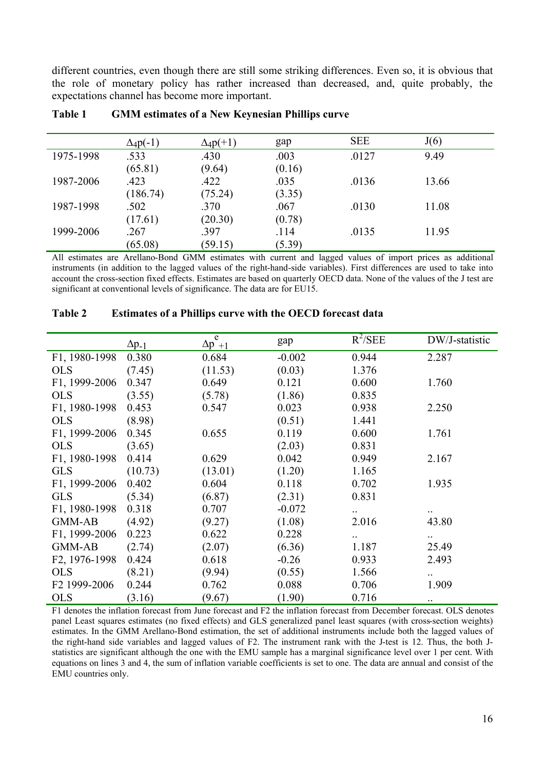different countries, even though there are still some striking differences. Even so, it is obvious that the role of monetary policy has rather increased than decreased, and, quite probably, the expectations channel has become more important.

**Table 1 GMM estimates of a New Keynesian Phillips curve**

| | $\Delta_4p(-1)$ | $\Delta_4p(+1)$ | gap | SEE | J(6) |
|---|---|---|---|---|---|
| 1975-1998 | .533 | .430 | .003 | .0127 | 9.49 |
| | (65.81) | (9.64) | (0.16) | | |
| 1987-2006 | .423 | .422 | .035 | .0136 | 13.66 |
| | (186.74) | (75.24) | (3.35) | | |
| 1987-1998 | .502 | .370 | .067 | .0130 | 11.08 |
| | (17.61) | (20.30) | (0.78) | | |
| 1999-2006 | .267 | .397 | .114 | .0135 | 11.95 |
| | (65.08) | (59.15) | (5.39) | | |

All estimates are Arellano-Bond GMM estimates with current and lagged values of import prices as additional instruments (in addition to the lagged values of the right-hand-side variables). First differences are used to take into account the cross-section fixed effects. Estimates are based on quarterly OECD data. None of the values of the J test are significant at conventional levels of significance. The data are for EU15.

**Table 2 Estimates of a Phillips curve with the OECD forecast data**

| | $\Delta p_{-1}$ | $\Delta p^e_{+1}$ | gap | $R^2$/SEE | DW/J-statistic |
|---|---|---|---|---|---|
| F1, 1980-1998 | 0.380 | 0.684 | -0.002 | 0.944 | 2.287 |
| OLS | (7.45) | (11.53) | (0.03) | 1.376 | |
| F1, 1999-2006 | 0.347 | 0.649 | 0.121 | 0.600 | 1.760 |
| OLS | (3.55) | (5.78) | (1.86) | 0.835 | |
| F1, 1980-1998 | 0.453 | 0.547 | 0.023 | 0.938 | 2.250 |
| OLS | (8.98) | | (0.51) | 1.441 | |
| F1, 1999-2006 | 0.345 | 0.655 | 0.119 | 0.600 | 1.761 |
| OLS | (3.65) | | (2.03) | 0.831 | |
| F1, 1980-1998 | 0.414 | 0.629 | 0.042 | 0.949 | 2.167 |
| GLS | (10.73) | (13.01) | (1.20) | 1.165 | |
| F1, 1999-2006 | 0.402 | 0.604 | 0.118 | 0.702 | 1.935 |
| GLS | (5.34) | (6.87) | (2.31) | 0.831 | |
| F1, 1980-1998 | 0.318 | 0.707 | -0.072 | .. | .. |
| GMM-AB | (4.92) | (9.27) | (1.08) | 2.016 | 43.80 |
| F1, 1999-2006 | 0.223 | 0.622 | 0.228 | .. | .. |
| GMM-AB | (2.74) | (2.07) | (6.36) | 1.187 | 25.49 |
| F2, 1976-1998 | 0.424 | 0.618 | -0.26 | 0.933 | 2.493 |
| OLS | (8.21) | (9.94) | (0.55) | 1.566 | .. |
| F2 1999-2006 | 0.244 | 0.762 | 0.088 | 0.706 | 1.909 |
| OLS | (3.16) | (9.67) | (1.90) | 0.716 | .. |

F1 denotes the inflation forecast from June forecast and F2 the inflation forecast from December forecast. OLS denotes panel Least squares estimates (no fixed effects) and GLS generalized panel least squares (with cross-section weights) estimates. In the GMM Arellano-Bond estimation, the set of additional instruments include both the lagged values of the right-hand side variables and lagged values of F2. The instrument rank with the J-test is 12. Thus, the both J-statistics are significant although the one with the EMU sample has a marginal significance level over 1 per cent. With equations on lines 3 and 4, the sum of inflation variable coefficients is set to one. The data are annual and consist of the EMU countries only.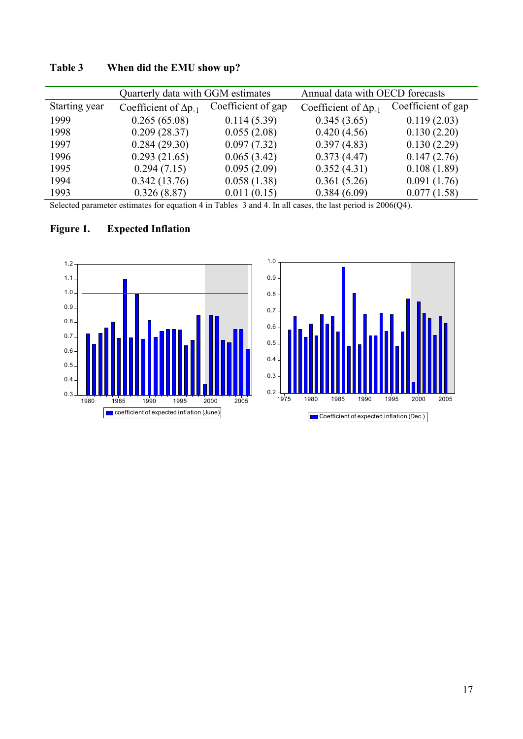**Table 3 When did the EMU show up?**

| Starting year | Quarterly data with GGM estimates | | Annual data with OECD forecasts | |
|---|---|---|---|---|
| | Coefficient of $\Delta p_{-1}$ | Coefficient of gap | Coefficient of $\Delta p_{-1}$ | Coefficient of gap |
| 1999 | 0.265 (65.08) | 0.114 (5.39) | 0.345 (3.65) | 0.119 (2.03) |
| 1998 | 0.209 (28.37) | 0.055 (2.08) | 0.420 (4.56) | 0.130 (2.20) |
| 1997 | 0.284 (29.30) | 0.097 (7.32) | 0.397 (4.83) | 0.130 (2.29) |
| 1996 | 0.293 (21.65) | 0.065 (3.42) | 0.373 (4.47) | 0.147 (2.76) |
| 1995 | 0.294 (7.15) | 0.095 (2.09) | 0.352 (4.31) | 0.108 (1.89) |
| 1994 | 0.342 (13.76) | 0.058 (1.38) | 0.361 (5.26) | 0.091 (1.76) |
| 1993 | 0.326 (8.87) | 0.011 (0.15) | 0.384 (6.09) | 0.077 (1.58) |

Selected parameter estimates for equation 4 in Tables 3 and 4. In all cases, the last period is 2006(Q4).

**Figure 1. Expected Inflation**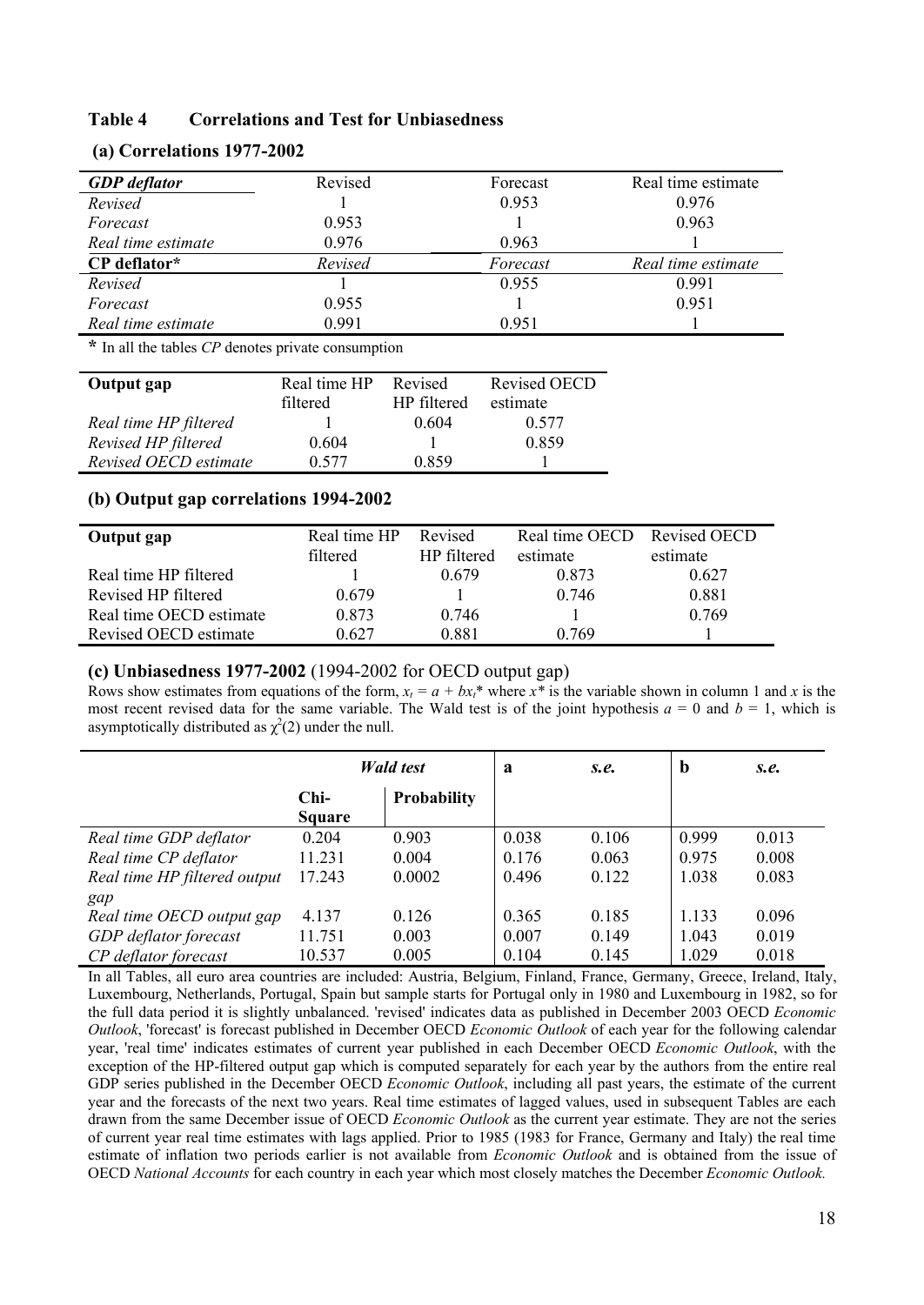## Table 4 Correlations and Test for Unbiasedness

### (a) Correlations 1977-2002

| *GDP deflator* | Revised | Forecast | Real time estimate |
|---|---|---|---|
| *Revised* | 1 | 0.953 | 0.976 |
| *Forecast* | 0.953 | 1 | 0.963 |
| *Real time estimate* | 0.976 | 0.963 | 1 |
| **CP deflator*** | *Revised* | *Forecast* | *Real time estimate* |
| *Revised* | 1 | 0.955 | 0.991 |
| *Forecast* | 0.955 | 1 | 0.951 |
| *Real time estimate* | 0.991 | 0.951 | 1 |

**\*** In all the tables *CP* denotes private consumption

| **Output gap** | Real time HP filtered | Revised HP filtered | Revised OECD estimate |
|---|---|---|---|
| *Real time HP filtered* | 1 | 0.604 | 0.577 |
| *Revised HP filtered* | 0.604 | 1 | 0.859 |
| *Revised OECD estimate* | 0.577 | 0.859 | 1 |

### (b) Output gap correlations 1994-2002

| **Output gap** | Real time HP filtered | Revised HP filtered | Real time OECD estimate | Revised OECD estimate |
|---|---|---|---|---|
| Real time HP filtered | 1 | 0.679 | 0.873 | 0.627 |
| Revised HP filtered | 0.679 | 1 | 0.746 | 0.881 |
| Real time OECD estimate | 0.873 | 0.746 | 1 | 0.769 |
| Revised OECD estimate | 0.627 | 0.881 | 0.769 | 1 |

### (c) Unbiasedness 1977-2002 (1994-2002 for OECD output gap)

Rows show estimates from equations of the form, $x_t = a + bx_t^*$ where $x^*$ is the variable shown in column 1 and $x$ is the most recent revised data for the same variable. The Wald test is of the joint hypothesis $a = 0$ and $b = 1$, which is asymptotically distributed as $\chi^2(2)$ under the null.

| | *Wald test* | | **a** | *s.e.* | **b** | *s.e.* |
|---|---|---|---|---|---|---|
| | **Chi-Square** | **Probability** | | | | |
| *Real time GDP deflator* | 0.204 | 0.903 | 0.038 | 0.106 | 0.999 | 0.013 |
| *Real time CP deflator* | 11.231 | 0.004 | 0.176 | 0.063 | 0.975 | 0.008 |
| *Real time HP filtered output gap* | 17.243 | 0.0002 | 0.496 | 0.122 | 1.038 | 0.083 |
| *Real time OECD output gap* | 4.137 | 0.126 | 0.365 | 0.185 | 1.133 | 0.096 |
| *GDP deflator forecast* | 11.751 | 0.003 | 0.007 | 0.149 | 1.043 | 0.019 |
| *CP deflator forecast* | 10.537 | 0.005 | 0.104 | 0.145 | 1.029 | 0.018 |

In all Tables, all euro area countries are included: Austria, Belgium, Finland, France, Germany, Greece, Ireland, Italy, Luxembourg, Netherlands, Portugal, Spain but sample starts for Portugal only in 1980 and Luxembourg in 1982, so for the full data period it is slightly unbalanced. 'revised' indicates data as published in December 2003 OECD *Economic Outlook*, 'forecast' is forecast published in December OECD *Economic Outlook* of each year for the following calendar year, 'real time' indicates estimates of current year published in each December OECD *Economic Outlook*, with the exception of the HP-filtered output gap which is computed separately for each year by the authors from the entire real GDP series published in the December OECD *Economic Outlook*, including all past years, the estimate of the current year and the forecasts of the next two years. Real time estimates of lagged values, used in subsequent Tables are each drawn from the same December issue of OECD *Economic Outlook* as the current year estimate. They are not the series of current year real time estimates with lags applied. Prior to 1985 (1983 for France, Germany and Italy) the real time estimate of inflation two periods earlier is not available from *Economic Outlook* and is obtained from the issue of OECD *National Accounts* for each country in each year which most closely matches the December *Economic Outlook.*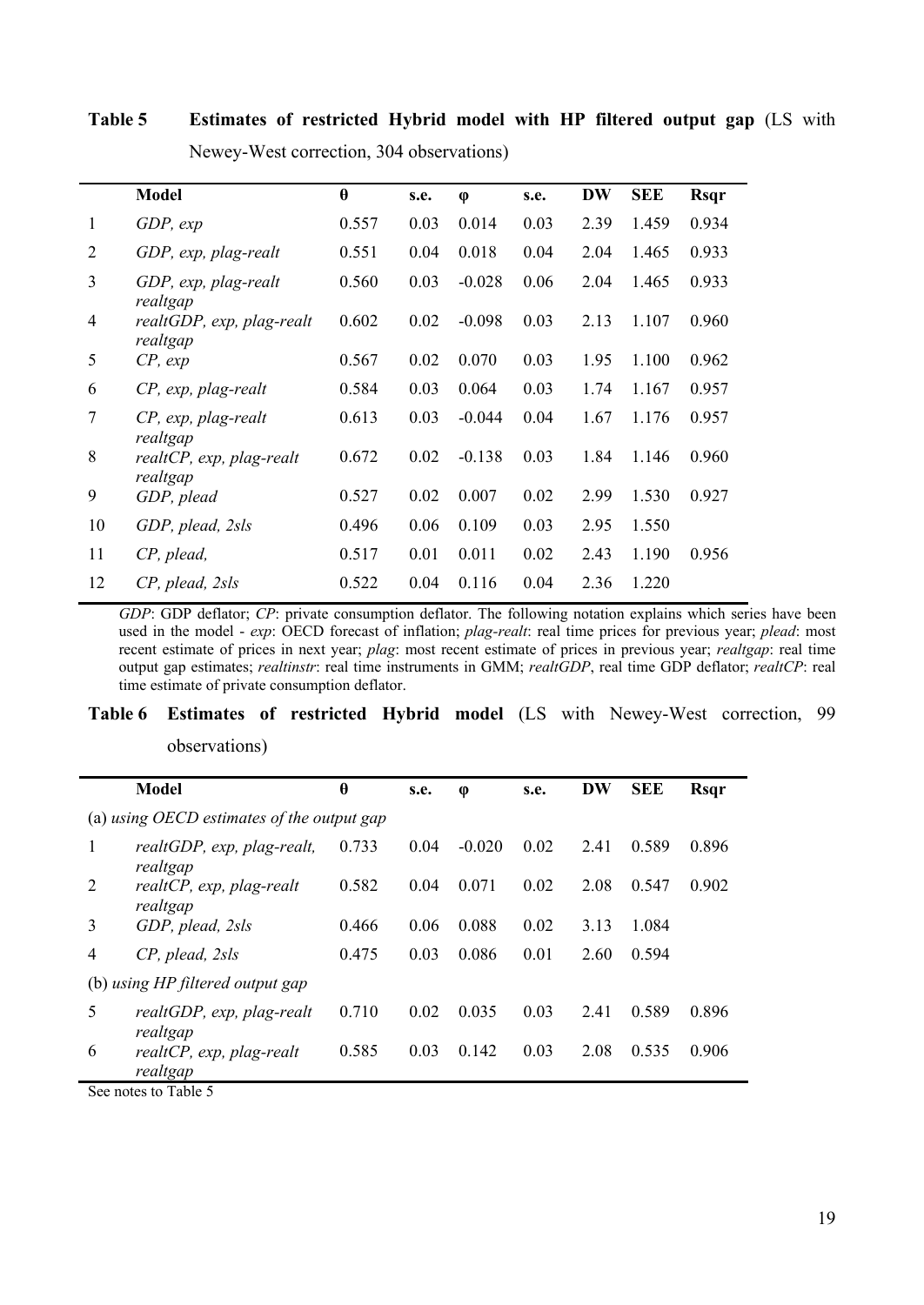**Table 5 Estimates of restricted Hybrid model with HP filtered output gap** (LS with Newey-West correction, 304 observations)

| | Model | θ | s.e. | φ | s.e. | DW | SEE | Rsqr |
|---|---|---|---|---|---|---|---|---|
| 1 | *GDP, exp* | 0.557 | 0.03 | 0.014 | 0.03 | 2.39 | 1.459 | 0.934 |
| 2 | *GDP, exp, plag-realt* | 0.551 | 0.04 | 0.018 | 0.04 | 2.04 | 1.465 | 0.933 |
| 3 | *GDP, exp, plag-realt realtgap* | 0.560 | 0.03 | -0.028 | 0.06 | 2.04 | 1.465 | 0.933 |
| 4 | *realtGDP, exp, plag-realt realtgap* | 0.602 | 0.02 | -0.098 | 0.03 | 2.13 | 1.107 | 0.960 |
| 5 | *CP, exp* | 0.567 | 0.02 | 0.070 | 0.03 | 1.95 | 1.100 | 0.962 |
| 6 | *CP, exp, plag-realt* | 0.584 | 0.03 | 0.064 | 0.03 | 1.74 | 1.167 | 0.957 |
| 7 | *CP, exp, plag-realt realtgap* | 0.613 | 0.03 | -0.044 | 0.04 | 1.67 | 1.176 | 0.957 |
| 8 | *realtCP, exp, plag-realt realtgap* | 0.672 | 0.02 | -0.138 | 0.03 | 1.84 | 1.146 | 0.960 |
| 9 | *GDP, plead* | 0.527 | 0.02 | 0.007 | 0.02 | 2.99 | 1.530 | 0.927 |
| 10 | *GDP, plead, 2sls* | 0.496 | 0.06 | 0.109 | 0.03 | 2.95 | 1.550 | |
| 11 | *CP, plead,* | 0.517 | 0.01 | 0.011 | 0.02 | 2.43 | 1.190 | 0.956 |
| 12 | *CP, plead, 2sls* | 0.522 | 0.04 | 0.116 | 0.04 | 2.36 | 1.220 | |

*GDP*: GDP deflator; *CP*: private consumption deflator. The following notation explains which series have been used in the model - *exp*: OECD forecast of inflation; *plag-realt*: real time prices for previous year; *plead*: most recent estimate of prices in next year; *plag*: most recent estimate of prices in previous year; *realtgap*: real time output gap estimates; *realtinstr*: real time instruments in GMM; *realtGDP*, real time GDP deflator; *realtCP*: real time estimate of private consumption deflator.

**Table 6 Estimates of restricted Hybrid model** (LS with Newey-West correction, 99 observations)

| | Model | θ | s.e. | φ | s.e. | DW | SEE | Rsqr |
|---|---|---|---|---|---|---|---|---|
| (a) *using OECD estimates of the output gap* | | | | | | | | |
| 1 | *realtGDP, exp, plag-realt, realtgap* | 0.733 | 0.04 | -0.020 | 0.02 | 2.41 | 0.589 | 0.896 |
| 2 | *realtCP, exp, plag-realt realtgap* | 0.582 | 0.04 | 0.071 | 0.02 | 2.08 | 0.547 | 0.902 |
| 3 | *GDP, plead, 2sls* | 0.466 | 0.06 | 0.088 | 0.02 | 3.13 | 1.084 | |
| 4 | *CP, plead, 2sls* | 0.475 | 0.03 | 0.086 | 0.01 | 2.60 | 0.594 | |
| (b) *using HP filtered output gap* | | | | | | | | |
| 5 | *realtGDP, exp, plag-realt realtgap* | 0.710 | 0.02 | 0.035 | 0.03 | 2.41 | 0.589 | 0.896 |
| 6 | *realtCP, exp, plag-realt realtgap* | 0.585 | 0.03 | 0.142 | 0.03 | 2.08 | 0.535 | 0.906 |

See notes to Table 5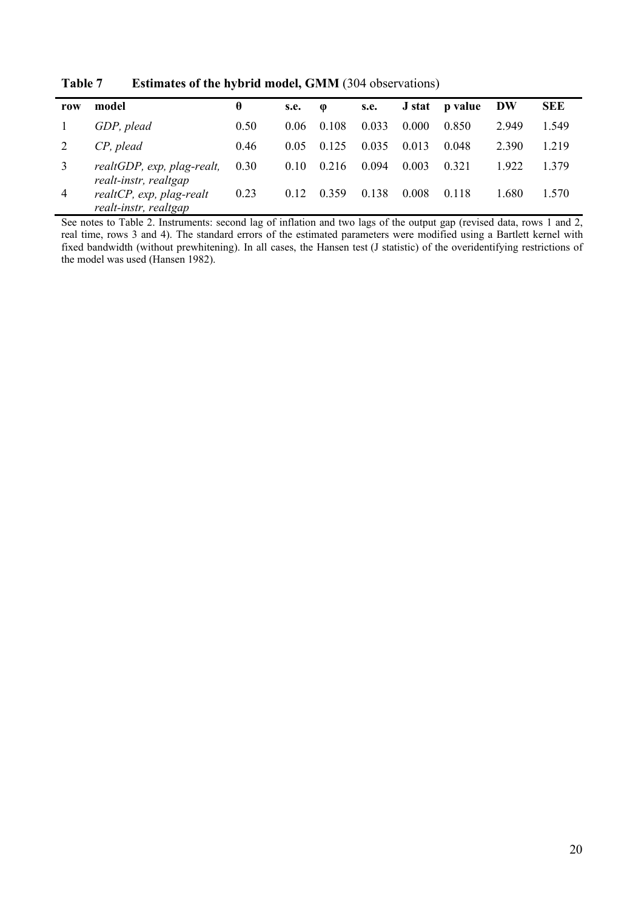**Table 7 Estimates of the hybrid model, GMM** (304 observations)

| row | model | θ | s.e. | φ | s.e. | J stat | p value | DW | SEE |
|---|---|---|---|---|---|---|---|---|---|
| 1 | *GDP, plead* | 0.50 | 0.06 | 0.108 | 0.033 | 0.000 | 0.850 | 2.949 | 1.549 |
| 2 | *CP, plead* | 0.46 | 0.05 | 0.125 | 0.035 | 0.013 | 0.048 | 2.390 | 1.219 |
| 3 | *realtGDP, exp, plag-realt, realt-instr, realtgap* | 0.30 | 0.10 | 0.216 | 0.094 | 0.003 | 0.321 | 1.922 | 1.379 |
| 4 | *realtCP, exp, plag-realt realt-instr, realtgap* | 0.23 | 0.12 | 0.359 | 0.138 | 0.008 | 0.118 | 1.680 | 1.570 |

See notes to Table 2. Instruments: second lag of inflation and two lags of the output gap (revised data, rows 1 and 2, real time, rows 3 and 4). The standard errors of the estimated parameters were modified using a Bartlett kernel with fixed bandwidth (without prewhitening). In all cases, the Hansen test (J statistic) of the overidentifying restrictions of the model was used (Hansen 1982).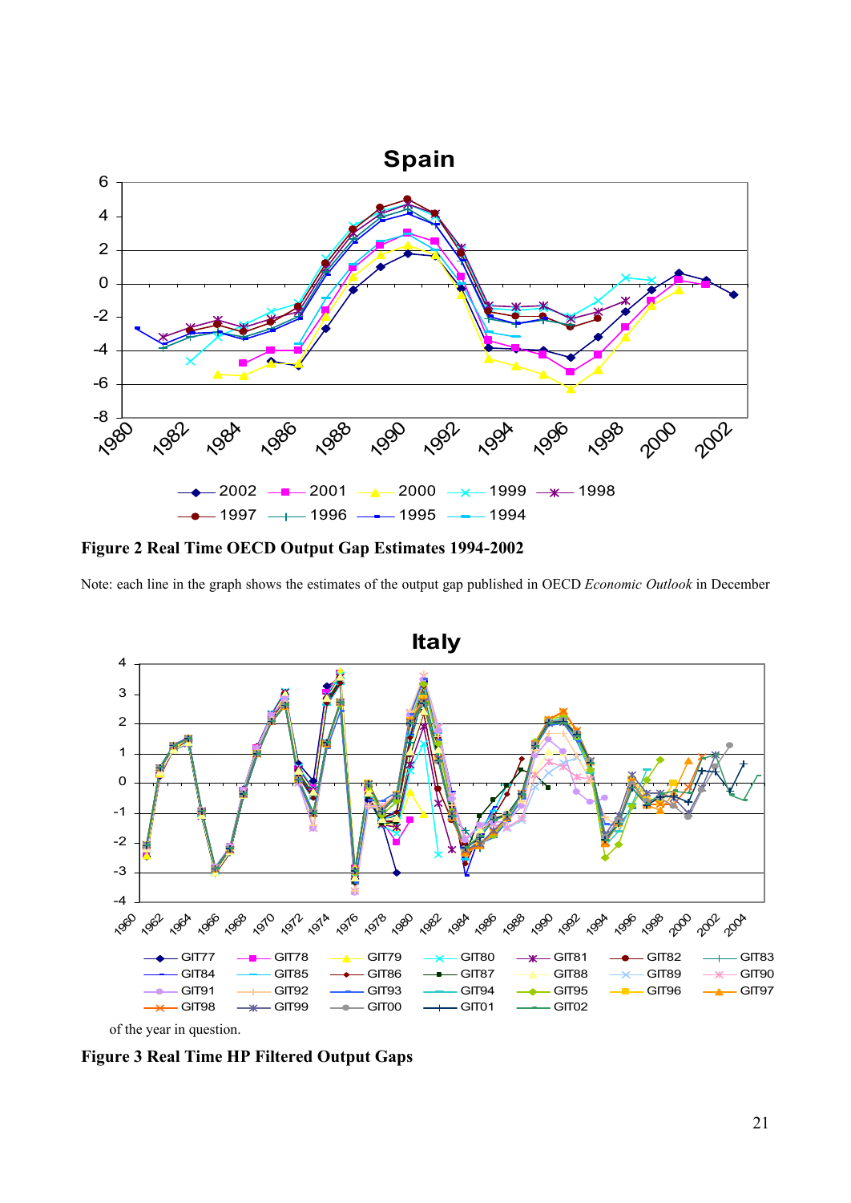**Figure 2 Real Time OECD Output Gap Estimates 1994-2002**

Note: each line in the graph shows the estimates of the output gap published in OECD *Economic Outlook* in December of the year in question.

**Figure 3 Real Time HP Filtered Output Gaps**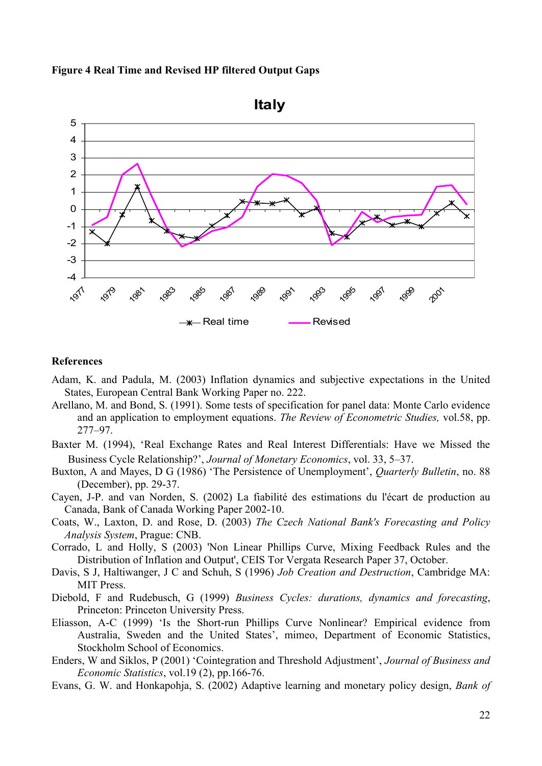**Figure 4 Real Time and Revised HP filtered Output Gaps**

**References**

Adam, K. and Padula, M. (2003) Inflation dynamics and subjective expectations in the United States, European Central Bank Working Paper no. 222.

Arellano, M. and Bond, S. (1991). Some tests of specification for panel data: Monte Carlo evidence and an application to employment equations. *The Review of Econometric Studies,* vol.58, pp. 277–97.

Baxter M. (1994), 'Real Exchange Rates and Real Interest Differentials: Have we Missed the Business Cycle Relationship?', *Journal of Monetary Economics*, vol. 33, 5–37.

Buxton, A and Mayes, D G (1986) 'The Persistence of Unemployment', *Quarterly Bulletin*, no. 88 (December), pp. 29-37.

Cayen, J-P. and van Norden, S. (2002) La fiabilité des estimations du l'écart de production au Canada, Bank of Canada Working Paper 2002-10.

Coats, W., Laxton, D. and Rose, D. (2003) *The Czech National Bank's Forecasting and Policy Analysis System*, Prague: CNB.

Corrado, L and Holly, S (2003) 'Non Linear Phillips Curve, Mixing Feedback Rules and the Distribution of Inflation and Output', CEIS Tor Vergata Research Paper 37, October.

Davis, S J, Haltiwanger, J C and Schuh, S (1996) *Job Creation and Destruction*, Cambridge MA: MIT Press.

Diebold, F and Rudebusch, G (1999) *Business Cycles: durations, dynamics and forecasting*, Princeton: Princeton University Press.

Eliasson, A-C (1999) 'Is the Short-run Phillips Curve Nonlinear? Empirical evidence from Australia, Sweden and the United States', mimeo, Department of Economic Statistics, Stockholm School of Economics.

Enders, W and Siklos, P (2001) 'Cointegration and Threshold Adjustment', *Journal of Business and Economic Statistics*, vol.19 (2), pp.166-76.

Evans, G. W. and Honkapohja, S. (2002) Adaptive learning and monetary policy design, *Bank of*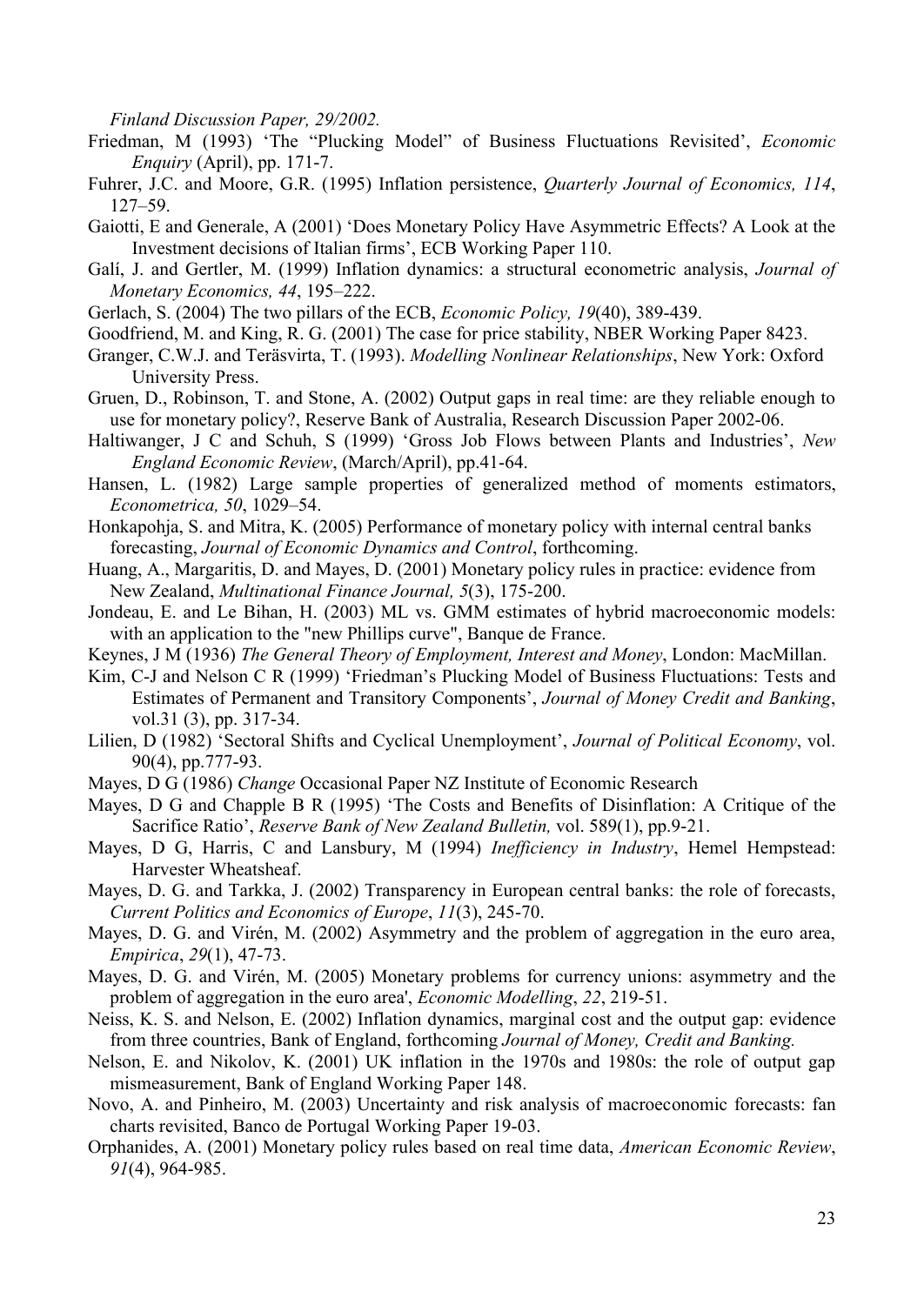*Finland Discussion Paper, 29/2002.*

Friedman, M (1993) 'The "Plucking Model" of Business Fluctuations Revisited', *Economic Enquiry* (April), pp. 171-7.

Fuhrer, J.C. and Moore, G.R. (1995) Inflation persistence, *Quarterly Journal of Economics, 114*, 127–59.

Gaiotti, E and Generale, A (2001) 'Does Monetary Policy Have Asymmetric Effects? A Look at the Investment decisions of Italian firms', ECB Working Paper 110.

Galí, J. and Gertler, M. (1999) Inflation dynamics: a structural econometric analysis, *Journal of Monetary Economics, 44*, 195–222.

Gerlach, S. (2004) The two pillars of the ECB, *Economic Policy, 19*(40), 389-439.

Goodfriend, M. and King, R. G. (2001) The case for price stability, NBER Working Paper 8423.

Granger, C.W.J. and Teräsvirta, T. (1993). *Modelling Nonlinear Relationships*, New York: Oxford University Press.

Gruen, D., Robinson, T. and Stone, A. (2002) Output gaps in real time: are they reliable enough to use for monetary policy?, Reserve Bank of Australia, Research Discussion Paper 2002-06.

Haltiwanger, J C and Schuh, S (1999) 'Gross Job Flows between Plants and Industries', *New England Economic Review*, (March/April), pp.41-64.

Hansen, L. (1982) Large sample properties of generalized method of moments estimators, *Econometrica, 50*, 1029–54.

Honkapohja, S. and Mitra, K. (2005) Performance of monetary policy with internal central banks forecasting, *Journal of Economic Dynamics and Control*, forthcoming.

Huang, A., Margaritis, D. and Mayes, D. (2001) Monetary policy rules in practice: evidence from New Zealand, *Multinational Finance Journal, 5*(3), 175-200.

Jondeau, E. and Le Bihan, H. (2003) ML vs. GMM estimates of hybrid macroeconomic models: with an application to the "new Phillips curve", Banque de France.

Keynes, J M (1936) *The General Theory of Employment, Interest and Money*, London: MacMillan.

Kim, C-J and Nelson C R (1999) 'Friedman's Plucking Model of Business Fluctuations: Tests and Estimates of Permanent and Transitory Components', *Journal of Money Credit and Banking*, vol.31 (3), pp. 317-34.

Lilien, D (1982) 'Sectoral Shifts and Cyclical Unemployment', *Journal of Political Economy*, vol. 90(4), pp.777-93.

Mayes, D G (1986) *Change* Occasional Paper NZ Institute of Economic Research

Mayes, D G and Chapple B R (1995) 'The Costs and Benefits of Disinflation: A Critique of the Sacrifice Ratio', *Reserve Bank of New Zealand Bulletin,* vol. 589(1), pp.9-21.

Mayes, D G, Harris, C and Lansbury, M (1994) *Inefficiency in Industry*, Hemel Hempstead: Harvester Wheatsheaf.

Mayes, D. G. and Tarkka, J. (2002) Transparency in European central banks: the role of forecasts, *Current Politics and Economics of Europe*, *11*(3), 245-70.

Mayes, D. G. and Virén, M. (2002) Asymmetry and the problem of aggregation in the euro area, *Empirica*, *29*(1), 47-73.

Mayes, D. G. and Virén, M. (2005) Monetary problems for currency unions: asymmetry and the problem of aggregation in the euro area', *Economic Modelling*, *22*, 219-51.

Neiss, K. S. and Nelson, E. (2002) Inflation dynamics, marginal cost and the output gap: evidence from three countries, Bank of England, forthcoming *Journal of Money, Credit and Banking.*

Nelson, E. and Nikolov, K. (2001) UK inflation in the 1970s and 1980s: the role of output gap mismeasurement, Bank of England Working Paper 148.

Novo, A. and Pinheiro, M. (2003) Uncertainty and risk analysis of macroeconomic forecasts: fan charts revisited, Banco de Portugal Working Paper 19-03.

Orphanides, A. (2001) Monetary policy rules based on real time data, *American Economic Review*, *91*(4), 964-985.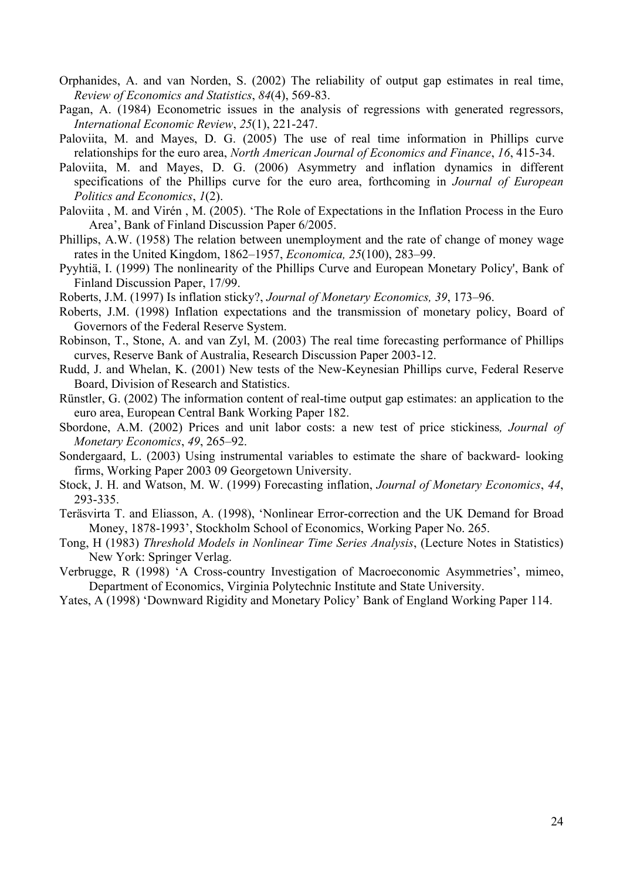Orphanides, A. and van Norden, S. (2002) The reliability of output gap estimates in real time, *Review of Economics and Statistics*, *84*(4), 569-83.

Pagan, A. (1984) Econometric issues in the analysis of regressions with generated regressors, *International Economic Review*, *25*(1), 221-247.

Paloviita, M. and Mayes, D. G. (2005) The use of real time information in Phillips curve relationships for the euro area, *North American Journal of Economics and Finance*, *16*, 415-34.

Paloviita, M. and Mayes, D. G. (2006) Asymmetry and inflation dynamics in different specifications of the Phillips curve for the euro area, forthcoming in *Journal of European Politics and Economics*, *1*(2).

Paloviita , M. and Virén , M. (2005). 'The Role of Expectations in the Inflation Process in the Euro Area', Bank of Finland Discussion Paper 6/2005.

Phillips, A.W. (1958) The relation between unemployment and the rate of change of money wage rates in the United Kingdom, 1862–1957, *Economica, 25*(100), 283–99.

Pyyhtiä, I. (1999) The nonlinearity of the Phillips Curve and European Monetary Policy', Bank of Finland Discussion Paper, 17/99.

Roberts, J.M. (1997) Is inflation sticky?, *Journal of Monetary Economics, 39*, 173–96.

Roberts, J.M. (1998) Inflation expectations and the transmission of monetary policy, Board of Governors of the Federal Reserve System.

Robinson, T., Stone, A. and van Zyl, M. (2003) The real time forecasting performance of Phillips curves, Reserve Bank of Australia, Research Discussion Paper 2003-12.

Rudd, J. and Whelan, K. (2001) New tests of the New-Keynesian Phillips curve, Federal Reserve Board, Division of Research and Statistics.

Rünstler, G. (2002) The information content of real-time output gap estimates: an application to the euro area, European Central Bank Working Paper 182.

Sbordone, A.M. (2002) Prices and unit labor costs: a new test of price stickiness*, Journal of Monetary Economics*, *49*, 265–92.

Sondergaard, L. (2003) Using instrumental variables to estimate the share of backward- looking firms, Working Paper 2003 09 Georgetown University.

Stock, J. H. and Watson, M. W. (1999) Forecasting inflation, *Journal of Monetary Economics*, *44*, 293-335.

Teräsvirta T. and Eliasson, A. (1998), 'Nonlinear Error-correction and the UK Demand for Broad Money, 1878-1993', Stockholm School of Economics, Working Paper No. 265.

Tong, H (1983) *Threshold Models in Nonlinear Time Series Analysis*, (Lecture Notes in Statistics) New York: Springer Verlag.

Verbrugge, R (1998) 'A Cross-country Investigation of Macroeconomic Asymmetries', mimeo, Department of Economics, Virginia Polytechnic Institute and State University.

Yates, A (1998) 'Downward Rigidity and Monetary Policy' Bank of England Working Paper 114.